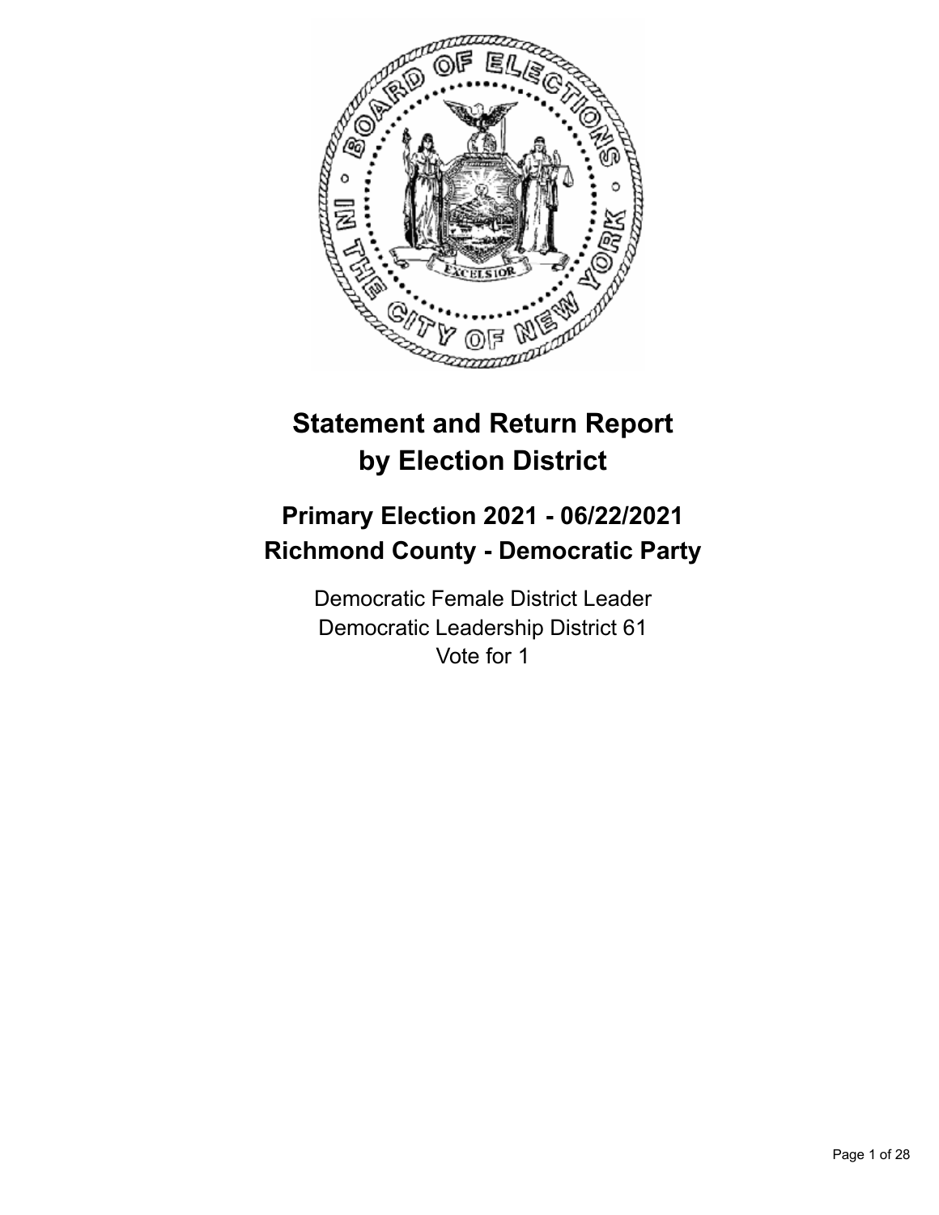# Statement and Return Report by Election District

## Primary Election 2021 - 06/22/2021
## Richmond County - Democratic Party

Democratic Female District Leader
Democratic Leadership District 61
Vote for 1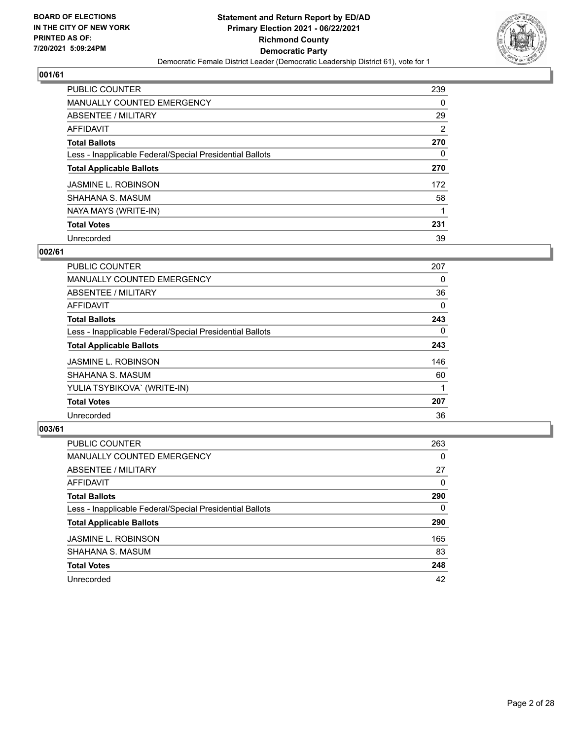**BOARD OF ELECTIONS IN THE CITY OF NEW YORK PRINTED AS OF: 7/20/2021 5:09:24PM**

**Statement and Return Report by ED/AD**
**Primary Election 2021 - 06/22/2021**
**Richmond County**
**Democratic Party**
Democratic Female District Leader (Democratic Leadership District 61), vote for 1

## 001/61

| | |
|---|---|
| PUBLIC COUNTER | 239 |
| MANUALLY COUNTED EMERGENCY | 0 |
| ABSENTEE / MILITARY | 29 |
| AFFIDAVIT | 2 |
| **Total Ballots** | **270** |
| Less - Inapplicable Federal/Special Presidential Ballots | 0 |
| **Total Applicable Ballots** | **270** |
| JASMINE L. ROBINSON | 172 |
| SHAHANA S. MASUM | 58 |
| NAYA MAYS (WRITE-IN) | 1 |
| **Total Votes** | **231** |
| Unrecorded | 39 |

## 002/61

| | |
|---|---|
| PUBLIC COUNTER | 207 |
| MANUALLY COUNTED EMERGENCY | 0 |
| ABSENTEE / MILITARY | 36 |
| AFFIDAVIT | 0 |
| **Total Ballots** | **243** |
| Less - Inapplicable Federal/Special Presidential Ballots | 0 |
| **Total Applicable Ballots** | **243** |
| JASMINE L. ROBINSON | 146 |
| SHAHANA S. MASUM | 60 |
| YULIA TSYBIKOVA` (WRITE-IN) | 1 |
| **Total Votes** | **207** |
| Unrecorded | 36 |

## 003/61

| | |
|---|---|
| PUBLIC COUNTER | 263 |
| MANUALLY COUNTED EMERGENCY | 0 |
| ABSENTEE / MILITARY | 27 |
| AFFIDAVIT | 0 |
| **Total Ballots** | **290** |
| Less - Inapplicable Federal/Special Presidential Ballots | 0 |
| **Total Applicable Ballots** | **290** |
| JASMINE L. ROBINSON | 165 |
| SHAHANA S. MASUM | 83 |
| **Total Votes** | **248** |
| Unrecorded | 42 |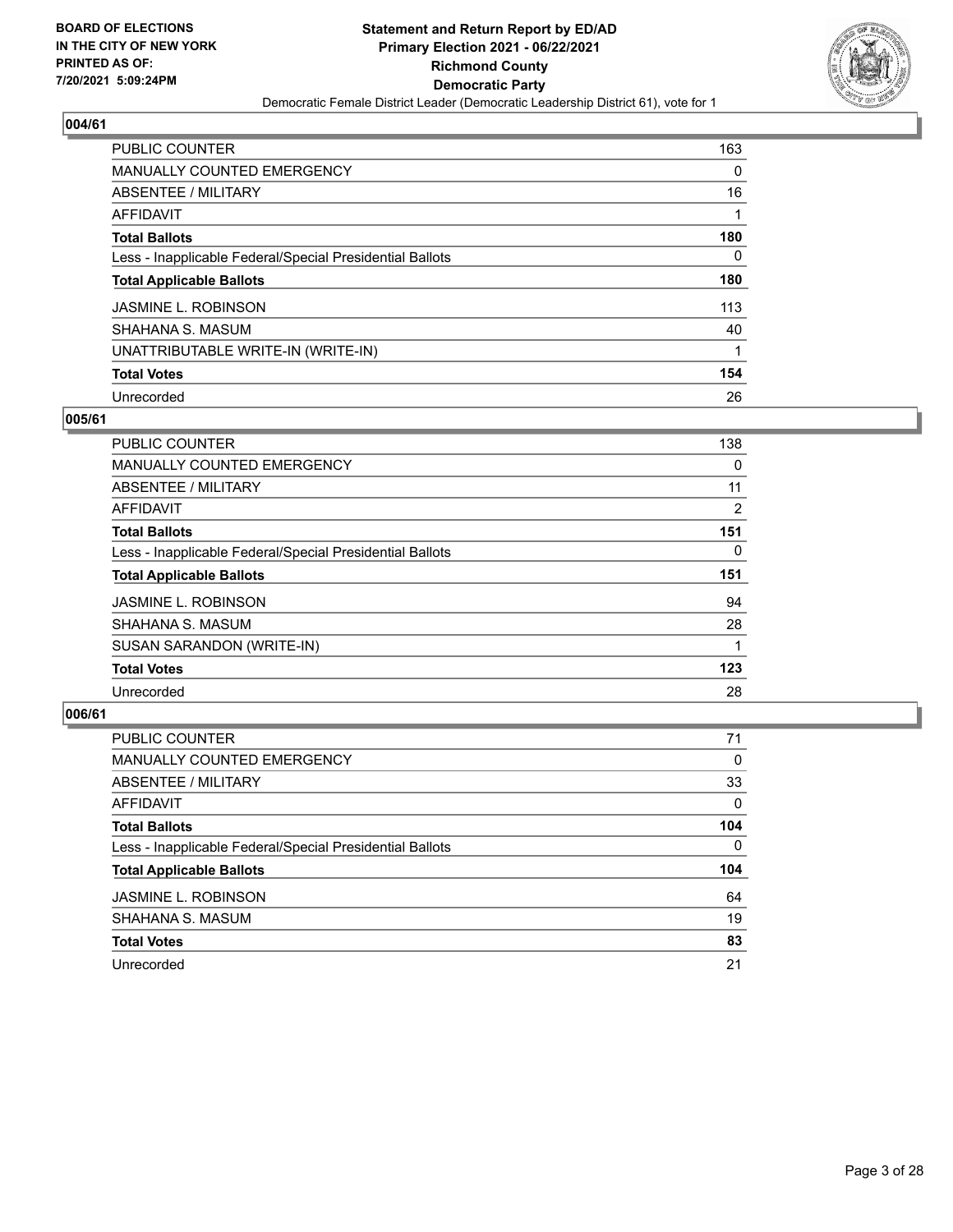## 004/61

| | |
|---|---|
| PUBLIC COUNTER | 163 |
| MANUALLY COUNTED EMERGENCY | 0 |
| ABSENTEE / MILITARY | 16 |
| AFFIDAVIT | 1 |
| **Total Ballots** | **180** |
| Less - Inapplicable Federal/Special Presidential Ballots | 0 |
| **Total Applicable Ballots** | **180** |
| JASMINE L. ROBINSON | 113 |
| SHAHANA S. MASUM | 40 |
| UNATTRIBUTABLE WRITE-IN (WRITE-IN) | 1 |
| **Total Votes** | **154** |
| Unrecorded | 26 |

## 005/61

| | |
|---|---|
| PUBLIC COUNTER | 138 |
| MANUALLY COUNTED EMERGENCY | 0 |
| ABSENTEE / MILITARY | 11 |
| AFFIDAVIT | 2 |
| **Total Ballots** | **151** |
| Less - Inapplicable Federal/Special Presidential Ballots | 0 |
| **Total Applicable Ballots** | **151** |
| JASMINE L. ROBINSON | 94 |
| SHAHANA S. MASUM | 28 |
| SUSAN SARANDON (WRITE-IN) | 1 |
| **Total Votes** | **123** |
| Unrecorded | 28 |

## 006/61

| | |
|---|---|
| PUBLIC COUNTER | 71 |
| MANUALLY COUNTED EMERGENCY | 0 |
| ABSENTEE / MILITARY | 33 |
| AFFIDAVIT | 0 |
| **Total Ballots** | **104** |
| Less - Inapplicable Federal/Special Presidential Ballots | 0 |
| **Total Applicable Ballots** | **104** |
| JASMINE L. ROBINSON | 64 |
| SHAHANA S. MASUM | 19 |
| **Total Votes** | **83** |
| Unrecorded | 21 |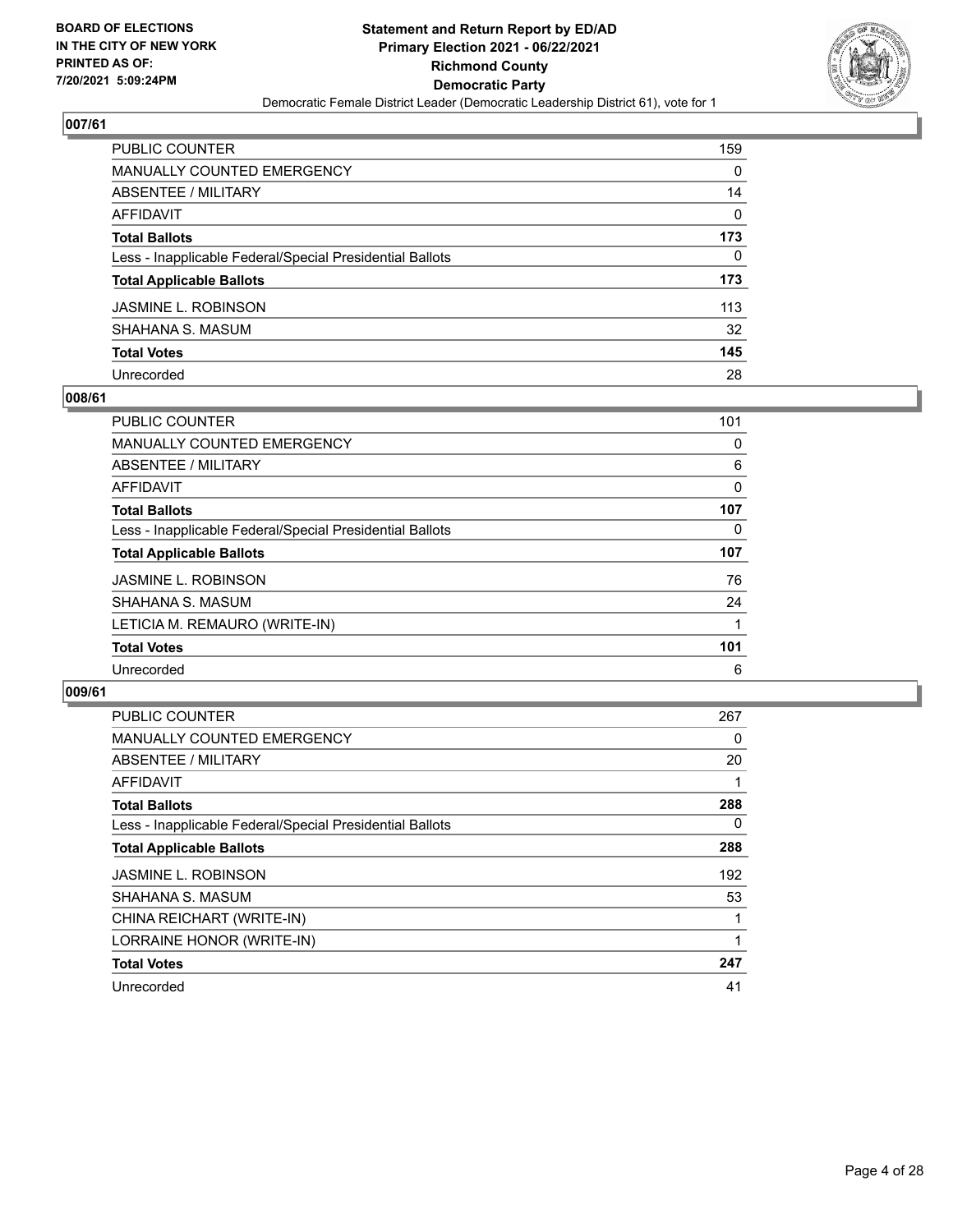BOARD OF ELECTIONS
IN THE CITY OF NEW YORK
PRINTED AS OF:
7/20/2021 5:09:24PM

**Statement and Return Report by ED/AD**
**Primary Election 2021 - 06/22/2021**
**Richmond County**
**Democratic Party**
Democratic Female District Leader (Democratic Leadership District 61), vote for 1

## 007/61

| | |
|---|---|
| PUBLIC COUNTER | 159 |
| MANUALLY COUNTED EMERGENCY | 0 |
| ABSENTEE / MILITARY | 14 |
| AFFIDAVIT | 0 |
| **Total Ballots** | **173** |
| Less - Inapplicable Federal/Special Presidential Ballots | 0 |
| **Total Applicable Ballots** | **173** |
| JASMINE L. ROBINSON | 113 |
| SHAHANA S. MASUM | 32 |
| **Total Votes** | **145** |
| Unrecorded | 28 |

## 008/61

| | |
|---|---|
| PUBLIC COUNTER | 101 |
| MANUALLY COUNTED EMERGENCY | 0 |
| ABSENTEE / MILITARY | 6 |
| AFFIDAVIT | 0 |
| **Total Ballots** | **107** |
| Less - Inapplicable Federal/Special Presidential Ballots | 0 |
| **Total Applicable Ballots** | **107** |
| JASMINE L. ROBINSON | 76 |
| SHAHANA S. MASUM | 24 |
| LETICIA M. REMAURO (WRITE-IN) | 1 |
| **Total Votes** | **101** |
| Unrecorded | 6 |

## 009/61

| | |
|---|---|
| PUBLIC COUNTER | 267 |
| MANUALLY COUNTED EMERGENCY | 0 |
| ABSENTEE / MILITARY | 20 |
| AFFIDAVIT | 1 |
| **Total Ballots** | **288** |
| Less - Inapplicable Federal/Special Presidential Ballots | 0 |
| **Total Applicable Ballots** | **288** |
| JASMINE L. ROBINSON | 192 |
| SHAHANA S. MASUM | 53 |
| CHINA REICHART (WRITE-IN) | 1 |
| LORRAINE HONOR (WRITE-IN) | 1 |
| **Total Votes** | **247** |
| Unrecorded | 41 |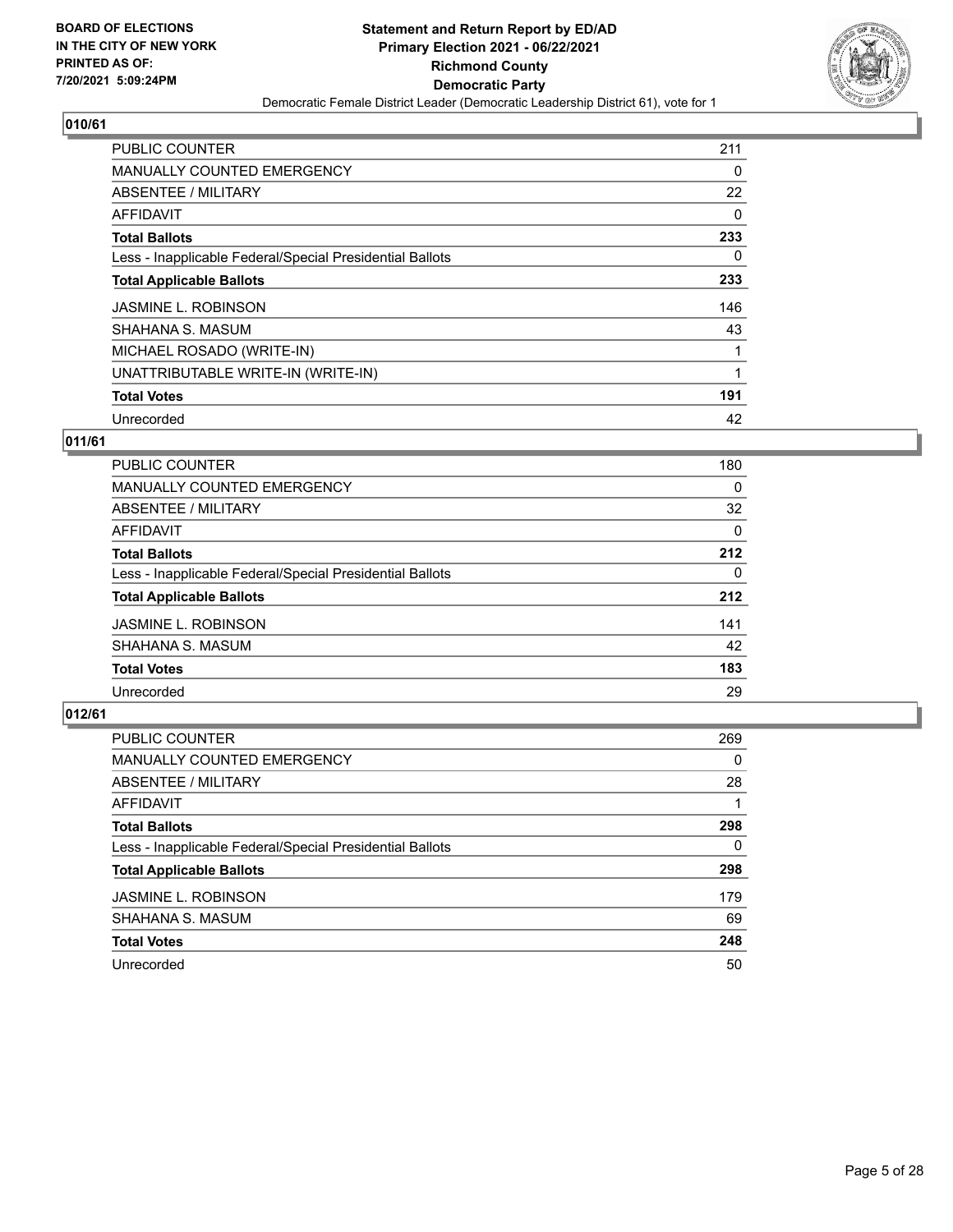BOARD OF ELECTIONS
IN THE CITY OF NEW YORK
PRINTED AS OF:
7/20/2021 5:09:24PM

**Statement and Return Report by ED/AD**
**Primary Election 2021 - 06/22/2021**
**Richmond County**
**Democratic Party**
Democratic Female District Leader (Democratic Leadership District 61), vote for 1

### 010/61

| | |
|---|---|
| PUBLIC COUNTER | 211 |
| MANUALLY COUNTED EMERGENCY | 0 |
| ABSENTEE / MILITARY | 22 |
| AFFIDAVIT | 0 |
| **Total Ballots** | **233** |
| Less - Inapplicable Federal/Special Presidential Ballots | 0 |
| **Total Applicable Ballots** | **233** |
| JASMINE L. ROBINSON | 146 |
| SHAHANA S. MASUM | 43 |
| MICHAEL ROSADO (WRITE-IN) | 1 |
| UNATTRIBUTABLE WRITE-IN (WRITE-IN) | 1 |
| **Total Votes** | **191** |
| Unrecorded | 42 |

### 011/61

| | |
|---|---|
| PUBLIC COUNTER | 180 |
| MANUALLY COUNTED EMERGENCY | 0 |
| ABSENTEE / MILITARY | 32 |
| AFFIDAVIT | 0 |
| **Total Ballots** | **212** |
| Less - Inapplicable Federal/Special Presidential Ballots | 0 |
| **Total Applicable Ballots** | **212** |
| JASMINE L. ROBINSON | 141 |
| SHAHANA S. MASUM | 42 |
| **Total Votes** | **183** |
| Unrecorded | 29 |

### 012/61

| | |
|---|---|
| PUBLIC COUNTER | 269 |
| MANUALLY COUNTED EMERGENCY | 0 |
| ABSENTEE / MILITARY | 28 |
| AFFIDAVIT | 1 |
| **Total Ballots** | **298** |
| Less - Inapplicable Federal/Special Presidential Ballots | 0 |
| **Total Applicable Ballots** | **298** |
| JASMINE L. ROBINSON | 179 |
| SHAHANA S. MASUM | 69 |
| **Total Votes** | **248** |
| Unrecorded | 50 |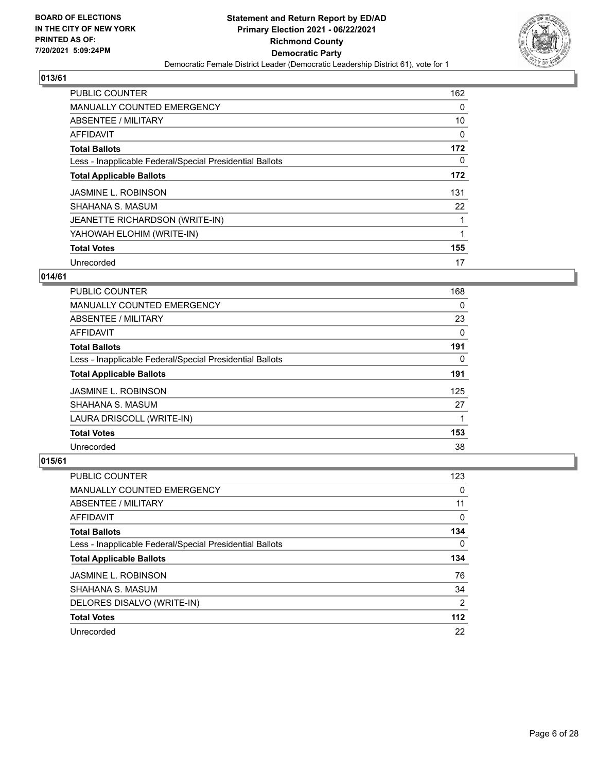BOARD OF ELECTIONS
IN THE CITY OF NEW YORK
PRINTED AS OF:
7/20/2021 5:09:24PM

**Statement and Return Report by ED/AD**
**Primary Election 2021 - 06/22/2021**
**Richmond County**
**Democratic Party**
Democratic Female District Leader (Democratic Leadership District 61), vote for 1

## 013/61

| | |
|---|---|
| PUBLIC COUNTER | 162 |
| MANUALLY COUNTED EMERGENCY | 0 |
| ABSENTEE / MILITARY | 10 |
| AFFIDAVIT | 0 |
| **Total Ballots** | **172** |
| Less - Inapplicable Federal/Special Presidential Ballots | 0 |
| **Total Applicable Ballots** | **172** |
| JASMINE L. ROBINSON | 131 |
| SHAHANA S. MASUM | 22 |
| JEANETTE RICHARDSON (WRITE-IN) | 1 |
| YAHOWAH ELOHIM (WRITE-IN) | 1 |
| **Total Votes** | **155** |
| Unrecorded | 17 |

## 014/61

| | |
|---|---|
| PUBLIC COUNTER | 168 |
| MANUALLY COUNTED EMERGENCY | 0 |
| ABSENTEE / MILITARY | 23 |
| AFFIDAVIT | 0 |
| **Total Ballots** | **191** |
| Less - Inapplicable Federal/Special Presidential Ballots | 0 |
| **Total Applicable Ballots** | **191** |
| JASMINE L. ROBINSON | 125 |
| SHAHANA S. MASUM | 27 |
| LAURA DRISCOLL (WRITE-IN) | 1 |
| **Total Votes** | **153** |
| Unrecorded | 38 |

## 015/61

| | |
|---|---|
| PUBLIC COUNTER | 123 |
| MANUALLY COUNTED EMERGENCY | 0 |
| ABSENTEE / MILITARY | 11 |
| AFFIDAVIT | 0 |
| **Total Ballots** | **134** |
| Less - Inapplicable Federal/Special Presidential Ballots | 0 |
| **Total Applicable Ballots** | **134** |
| JASMINE L. ROBINSON | 76 |
| SHAHANA S. MASUM | 34 |
| DELORES DISALVO (WRITE-IN) | 2 |
| **Total Votes** | **112** |
| Unrecorded | 22 |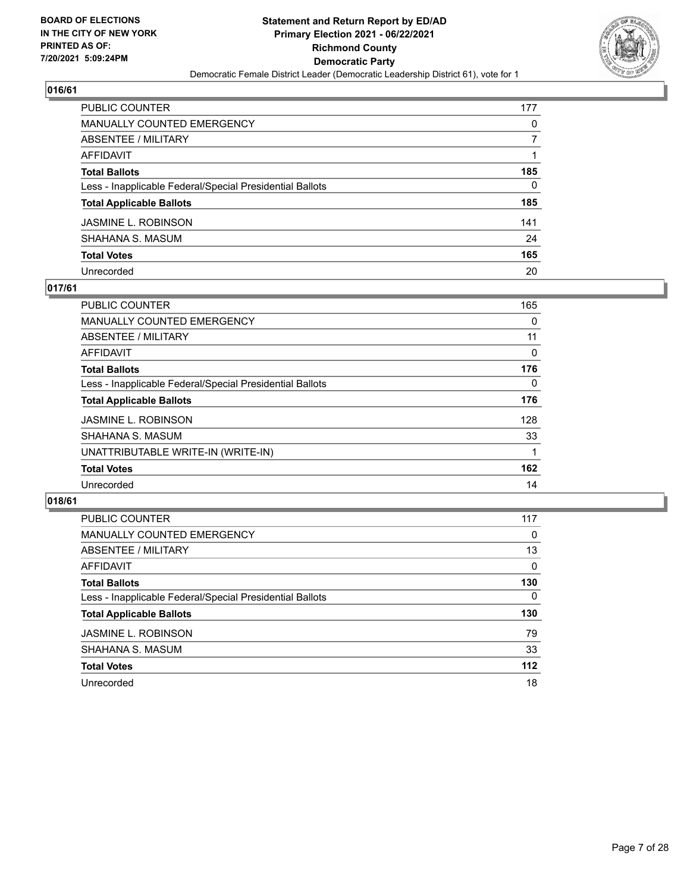BOARD OF ELECTIONS
IN THE CITY OF NEW YORK
PRINTED AS OF:
7/20/2021 5:09:24PM

**Statement and Return Report by ED/AD**
**Primary Election 2021 - 06/22/2021**
**Richmond County**
**Democratic Party**
Democratic Female District Leader (Democratic Leadership District 61), vote for 1

### 016/61

| | |
|---|---|
| PUBLIC COUNTER | 177 |
| MANUALLY COUNTED EMERGENCY | 0 |
| ABSENTEE / MILITARY | 7 |
| AFFIDAVIT | 1 |
| **Total Ballots** | **185** |
| Less - Inapplicable Federal/Special Presidential Ballots | 0 |
| **Total Applicable Ballots** | **185** |
| JASMINE L. ROBINSON | 141 |
| SHAHANA S. MASUM | 24 |
| **Total Votes** | **165** |
| Unrecorded | 20 |

### 017/61

| | |
|---|---|
| PUBLIC COUNTER | 165 |
| MANUALLY COUNTED EMERGENCY | 0 |
| ABSENTEE / MILITARY | 11 |
| AFFIDAVIT | 0 |
| **Total Ballots** | **176** |
| Less - Inapplicable Federal/Special Presidential Ballots | 0 |
| **Total Applicable Ballots** | **176** |
| JASMINE L. ROBINSON | 128 |
| SHAHANA S. MASUM | 33 |
| UNATTRIBUTABLE WRITE-IN (WRITE-IN) | 1 |
| **Total Votes** | **162** |
| Unrecorded | 14 |

### 018/61

| | |
|---|---|
| PUBLIC COUNTER | 117 |
| MANUALLY COUNTED EMERGENCY | 0 |
| ABSENTEE / MILITARY | 13 |
| AFFIDAVIT | 0 |
| **Total Ballots** | **130** |
| Less - Inapplicable Federal/Special Presidential Ballots | 0 |
| **Total Applicable Ballots** | **130** |
| JASMINE L. ROBINSON | 79 |
| SHAHANA S. MASUM | 33 |
| **Total Votes** | **112** |
| Unrecorded | 18 |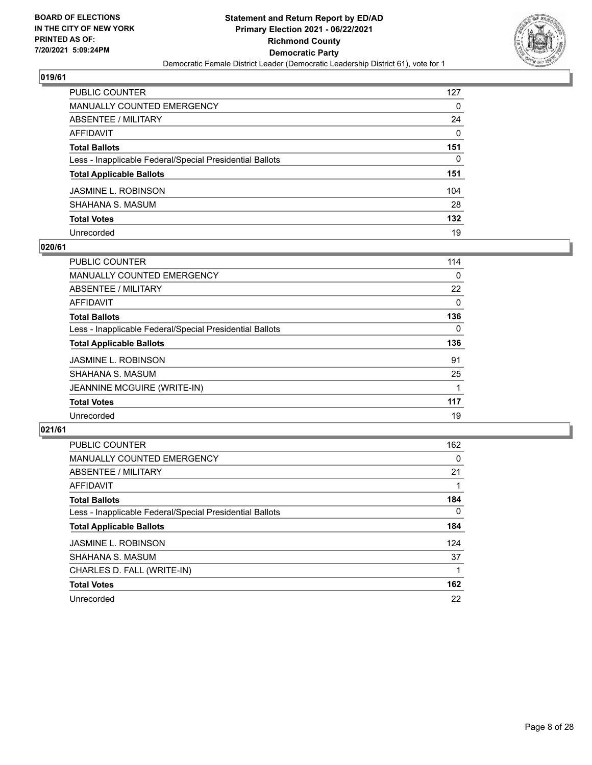**Statement and Return Report by ED/AD**
**Primary Election 2021 - 06/22/2021**
**Richmond County**
**Democratic Party**
Democratic Female District Leader (Democratic Leadership District 61), vote for 1

BOARD OF ELECTIONS IN THE CITY OF NEW YORK PRINTED AS OF: 7/20/2021 5:09:24PM

### 019/61

| | |
|---|---|
| PUBLIC COUNTER | 127 |
| MANUALLY COUNTED EMERGENCY | 0 |
| ABSENTEE / MILITARY | 24 |
| AFFIDAVIT | 0 |
| **Total Ballots** | **151** |
| Less - Inapplicable Federal/Special Presidential Ballots | 0 |
| **Total Applicable Ballots** | **151** |
| JASMINE L. ROBINSON | 104 |
| SHAHANA S. MASUM | 28 |
| **Total Votes** | **132** |
| Unrecorded | 19 |

### 020/61

| | |
|---|---|
| PUBLIC COUNTER | 114 |
| MANUALLY COUNTED EMERGENCY | 0 |
| ABSENTEE / MILITARY | 22 |
| AFFIDAVIT | 0 |
| **Total Ballots** | **136** |
| Less - Inapplicable Federal/Special Presidential Ballots | 0 |
| **Total Applicable Ballots** | **136** |
| JASMINE L. ROBINSON | 91 |
| SHAHANA S. MASUM | 25 |
| JEANNINE MCGUIRE (WRITE-IN) | 1 |
| **Total Votes** | **117** |
| Unrecorded | 19 |

### 021/61

| | |
|---|---|
| PUBLIC COUNTER | 162 |
| MANUALLY COUNTED EMERGENCY | 0 |
| ABSENTEE / MILITARY | 21 |
| AFFIDAVIT | 1 |
| **Total Ballots** | **184** |
| Less - Inapplicable Federal/Special Presidential Ballots | 0 |
| **Total Applicable Ballots** | **184** |
| JASMINE L. ROBINSON | 124 |
| SHAHANA S. MASUM | 37 |
| CHARLES D. FALL (WRITE-IN) | 1 |
| **Total Votes** | **162** |
| Unrecorded | 22 |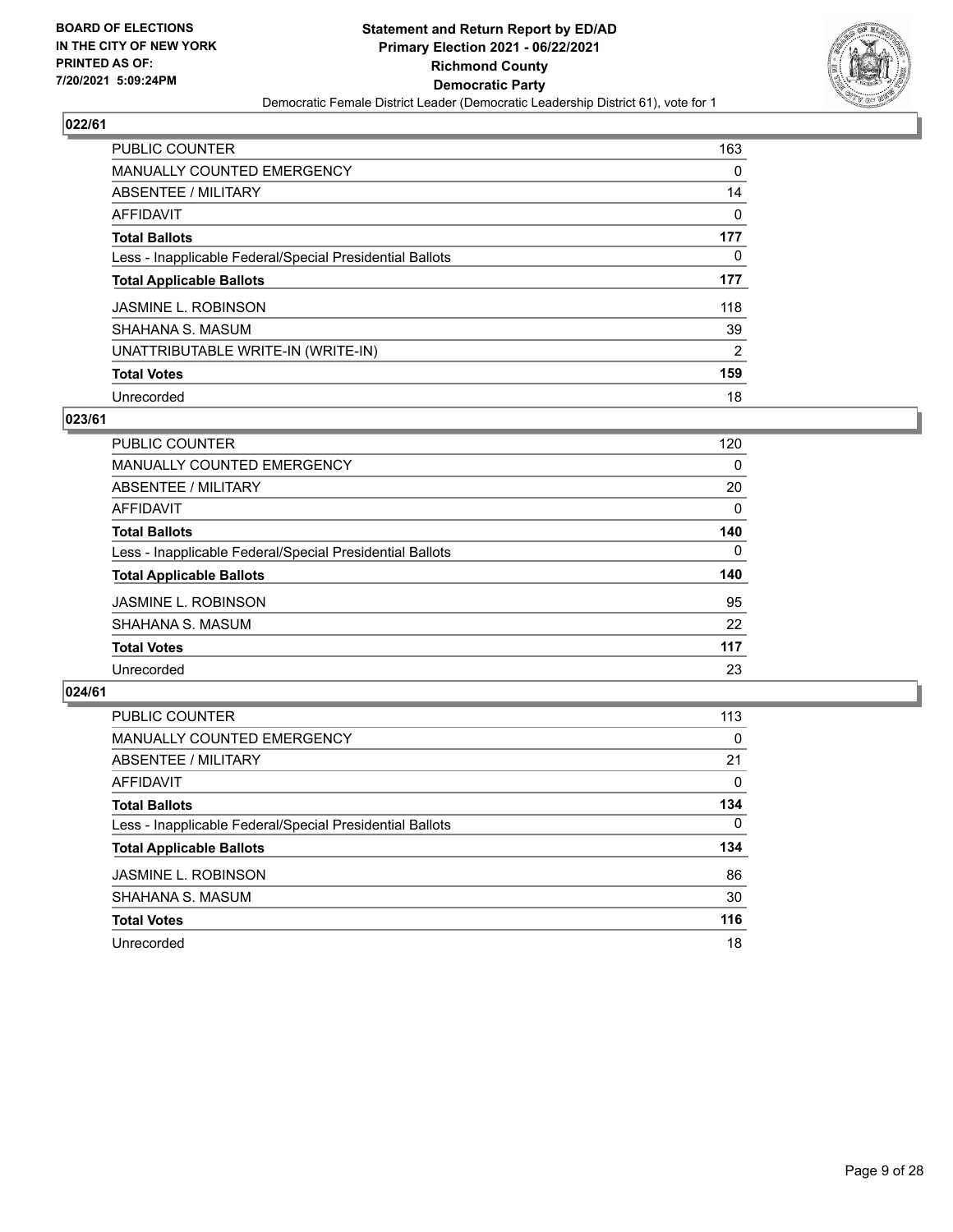**BOARD OF ELECTIONS IN THE CITY OF NEW YORK PRINTED AS OF: 7/20/2021 5:09:24PM**

**Statement and Return Report by ED/AD**
**Primary Election 2021 - 06/22/2021**
**Richmond County**
**Democratic Party**
Democratic Female District Leader (Democratic Leadership District 61), vote for 1

## 022/61

| | |
|---|---|
| PUBLIC COUNTER | 163 |
| MANUALLY COUNTED EMERGENCY | 0 |
| ABSENTEE / MILITARY | 14 |
| AFFIDAVIT | 0 |
| **Total Ballots** | **177** |
| Less - Inapplicable Federal/Special Presidential Ballots | 0 |
| **Total Applicable Ballots** | **177** |
| JASMINE L. ROBINSON | 118 |
| SHAHANA S. MASUM | 39 |
| UNATTRIBUTABLE WRITE-IN (WRITE-IN) | 2 |
| **Total Votes** | **159** |
| Unrecorded | 18 |

## 023/61

| | |
|---|---|
| PUBLIC COUNTER | 120 |
| MANUALLY COUNTED EMERGENCY | 0 |
| ABSENTEE / MILITARY | 20 |
| AFFIDAVIT | 0 |
| **Total Ballots** | **140** |
| Less - Inapplicable Federal/Special Presidential Ballots | 0 |
| **Total Applicable Ballots** | **140** |
| JASMINE L. ROBINSON | 95 |
| SHAHANA S. MASUM | 22 |
| **Total Votes** | **117** |
| Unrecorded | 23 |

## 024/61

| | |
|---|---|
| PUBLIC COUNTER | 113 |
| MANUALLY COUNTED EMERGENCY | 0 |
| ABSENTEE / MILITARY | 21 |
| AFFIDAVIT | 0 |
| **Total Ballots** | **134** |
| Less - Inapplicable Federal/Special Presidential Ballots | 0 |
| **Total Applicable Ballots** | **134** |
| JASMINE L. ROBINSON | 86 |
| SHAHANA S. MASUM | 30 |
| **Total Votes** | **116** |
| Unrecorded | 18 |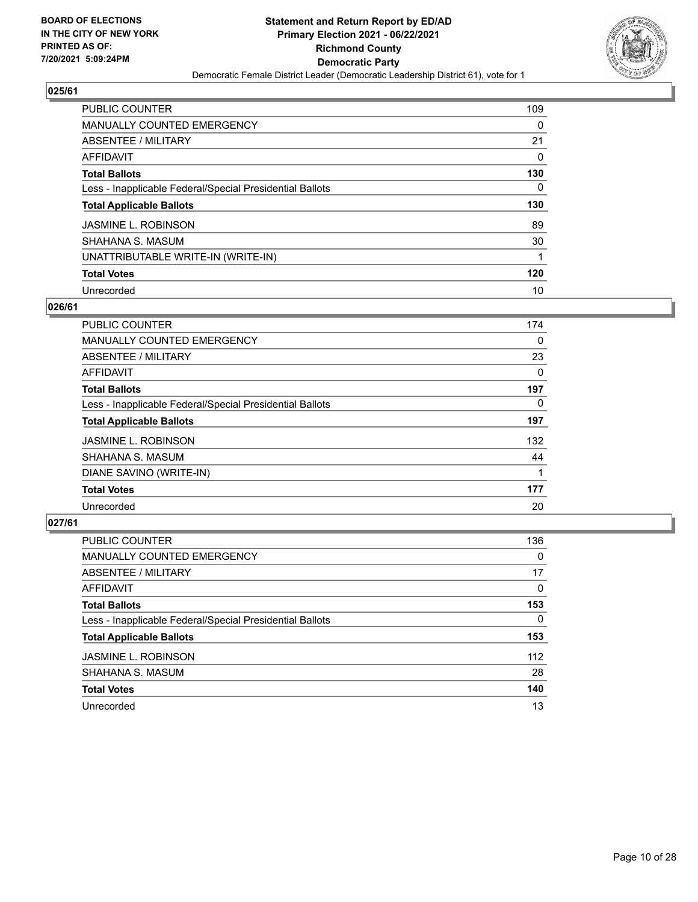BOARD OF ELECTIONS
IN THE CITY OF NEW YORK
PRINTED AS OF:
7/20/2021 5:09:24PM

**Statement and Return Report by ED/AD**
**Primary Election 2021 - 06/22/2021**
**Richmond County**
**Democratic Party**
Democratic Female District Leader (Democratic Leadership District 61), vote for 1

## 025/61

| | |
|---|---|
| PUBLIC COUNTER | 109 |
| MANUALLY COUNTED EMERGENCY | 0 |
| ABSENTEE / MILITARY | 21 |
| AFFIDAVIT | 0 |
| **Total Ballots** | **130** |
| Less - Inapplicable Federal/Special Presidential Ballots | 0 |
| **Total Applicable Ballots** | **130** |
| JASMINE L. ROBINSON | 89 |
| SHAHANA S. MASUM | 30 |
| UNATTRIBUTABLE WRITE-IN (WRITE-IN) | 1 |
| **Total Votes** | **120** |
| Unrecorded | 10 |

## 026/61

| | |
|---|---|
| PUBLIC COUNTER | 174 |
| MANUALLY COUNTED EMERGENCY | 0 |
| ABSENTEE / MILITARY | 23 |
| AFFIDAVIT | 0 |
| **Total Ballots** | **197** |
| Less - Inapplicable Federal/Special Presidential Ballots | 0 |
| **Total Applicable Ballots** | **197** |
| JASMINE L. ROBINSON | 132 |
| SHAHANA S. MASUM | 44 |
| DIANE SAVINO (WRITE-IN) | 1 |
| **Total Votes** | **177** |
| Unrecorded | 20 |

## 027/61

| | |
|---|---|
| PUBLIC COUNTER | 136 |
| MANUALLY COUNTED EMERGENCY | 0 |
| ABSENTEE / MILITARY | 17 |
| AFFIDAVIT | 0 |
| **Total Ballots** | **153** |
| Less - Inapplicable Federal/Special Presidential Ballots | 0 |
| **Total Applicable Ballots** | **153** |
| JASMINE L. ROBINSON | 112 |
| SHAHANA S. MASUM | 28 |
| **Total Votes** | **140** |
| Unrecorded | 13 |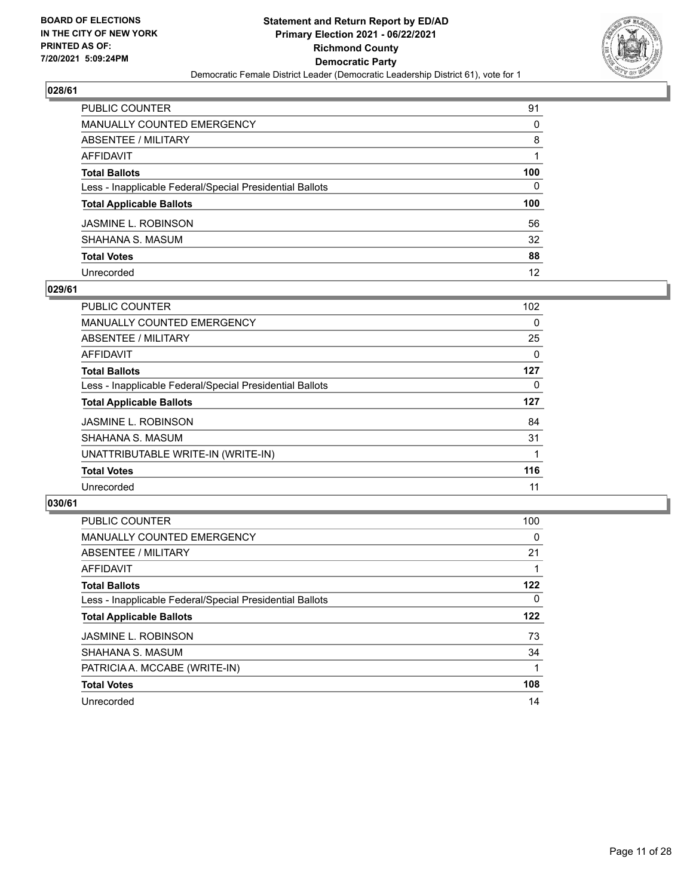**BOARD OF ELECTIONS IN THE CITY OF NEW YORK PRINTED AS OF: 7/20/2021 5:09:24PM**

**Statement and Return Report by ED/AD Primary Election 2021 - 06/22/2021 Richmond County Democratic Party**

Democratic Female District Leader (Democratic Leadership District 61), vote for 1

## 028/61

| | |
|---|---|
| PUBLIC COUNTER | 91 |
| MANUALLY COUNTED EMERGENCY | 0 |
| ABSENTEE / MILITARY | 8 |
| AFFIDAVIT | 1 |
| **Total Ballots** | **100** |
| Less - Inapplicable Federal/Special Presidential Ballots | 0 |
| **Total Applicable Ballots** | **100** |
| JASMINE L. ROBINSON | 56 |
| SHAHANA S. MASUM | 32 |
| **Total Votes** | **88** |
| Unrecorded | 12 |

## 029/61

| | |
|---|---|
| PUBLIC COUNTER | 102 |
| MANUALLY COUNTED EMERGENCY | 0 |
| ABSENTEE / MILITARY | 25 |
| AFFIDAVIT | 0 |
| **Total Ballots** | **127** |
| Less - Inapplicable Federal/Special Presidential Ballots | 0 |
| **Total Applicable Ballots** | **127** |
| JASMINE L. ROBINSON | 84 |
| SHAHANA S. MASUM | 31 |
| UNATTRIBUTABLE WRITE-IN (WRITE-IN) | 1 |
| **Total Votes** | **116** |
| Unrecorded | 11 |

## 030/61

| | |
|---|---|
| PUBLIC COUNTER | 100 |
| MANUALLY COUNTED EMERGENCY | 0 |
| ABSENTEE / MILITARY | 21 |
| AFFIDAVIT | 1 |
| **Total Ballots** | **122** |
| Less - Inapplicable Federal/Special Presidential Ballots | 0 |
| **Total Applicable Ballots** | **122** |
| JASMINE L. ROBINSON | 73 |
| SHAHANA S. MASUM | 34 |
| PATRICIA A. MCCABE (WRITE-IN) | 1 |
| **Total Votes** | **108** |
| Unrecorded | 14 |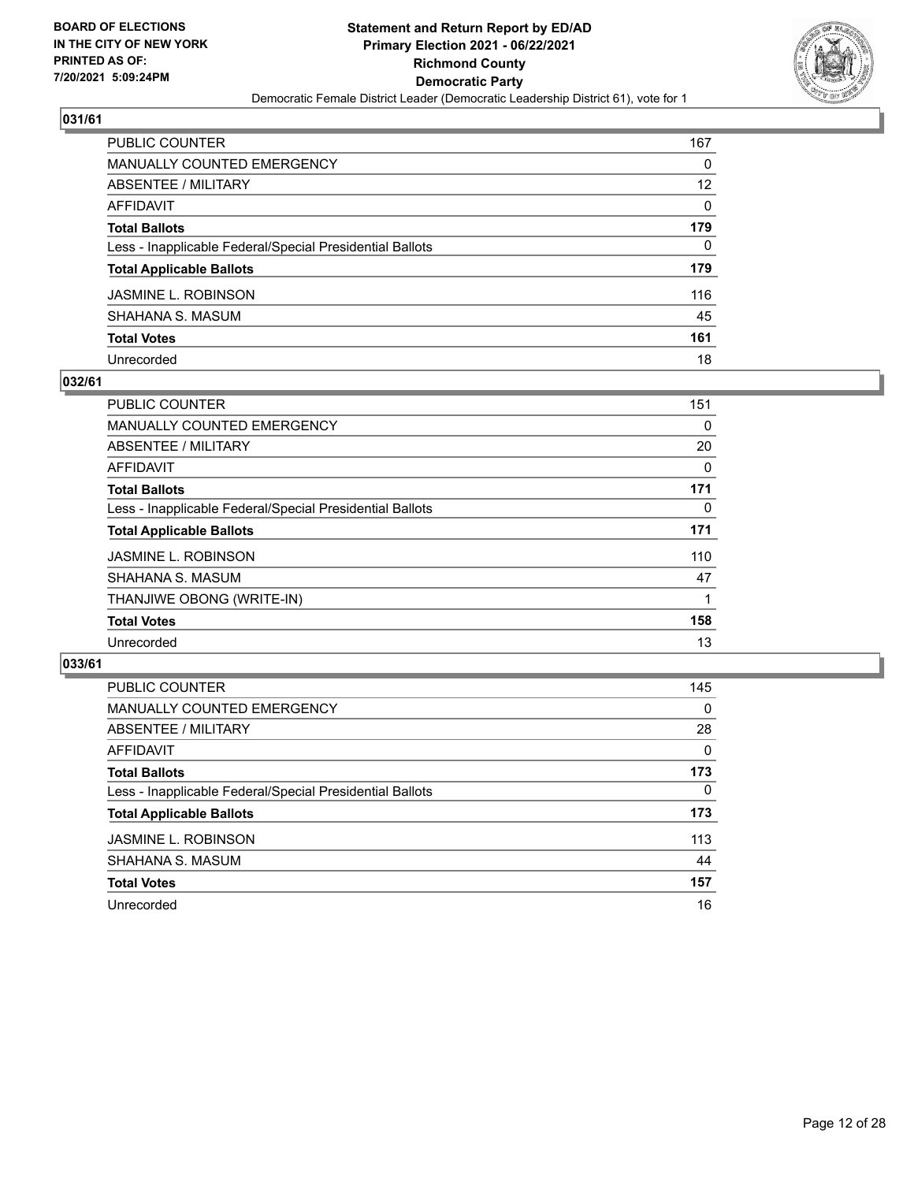BOARD OF ELECTIONS IN THE CITY OF NEW YORK PRINTED AS OF: 7/20/2021 5:09:24PM

**Statement and Return Report by ED/AD Primary Election 2021 - 06/22/2021 Richmond County Democratic Party**

Democratic Female District Leader (Democratic Leadership District 61), vote for 1

## 031/61

| | |
|---|---|
| PUBLIC COUNTER | 167 |
| MANUALLY COUNTED EMERGENCY | 0 |
| ABSENTEE / MILITARY | 12 |
| AFFIDAVIT | 0 |
| **Total Ballots** | **179** |
| Less - Inapplicable Federal/Special Presidential Ballots | 0 |
| **Total Applicable Ballots** | **179** |
| JASMINE L. ROBINSON | 116 |
| SHAHANA S. MASUM | 45 |
| **Total Votes** | **161** |
| Unrecorded | 18 |

## 032/61

| | |
|---|---|
| PUBLIC COUNTER | 151 |
| MANUALLY COUNTED EMERGENCY | 0 |
| ABSENTEE / MILITARY | 20 |
| AFFIDAVIT | 0 |
| **Total Ballots** | **171** |
| Less - Inapplicable Federal/Special Presidential Ballots | 0 |
| **Total Applicable Ballots** | **171** |
| JASMINE L. ROBINSON | 110 |
| SHAHANA S. MASUM | 47 |
| THANJIWE OBONG (WRITE-IN) | 1 |
| **Total Votes** | **158** |
| Unrecorded | 13 |

## 033/61

| | |
|---|---|
| PUBLIC COUNTER | 145 |
| MANUALLY COUNTED EMERGENCY | 0 |
| ABSENTEE / MILITARY | 28 |
| AFFIDAVIT | 0 |
| **Total Ballots** | **173** |
| Less - Inapplicable Federal/Special Presidential Ballots | 0 |
| **Total Applicable Ballots** | **173** |
| JASMINE L. ROBINSON | 113 |
| SHAHANA S. MASUM | 44 |
| **Total Votes** | **157** |
| Unrecorded | 16 |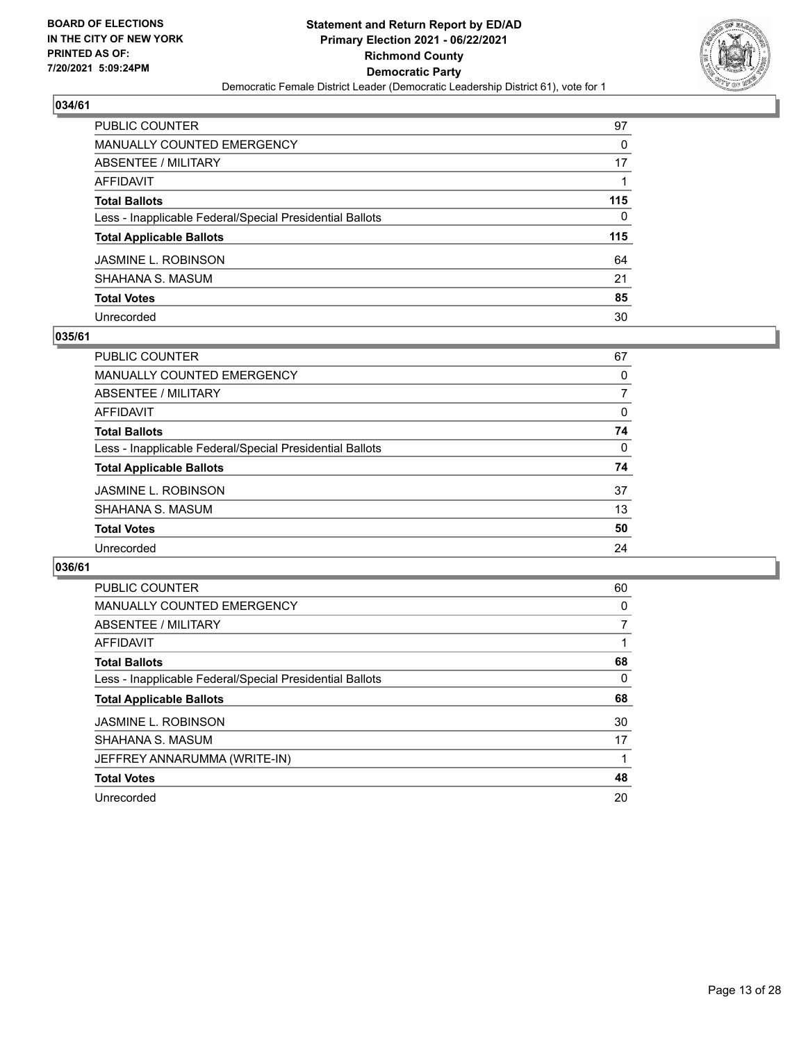BOARD OF ELECTIONS
IN THE CITY OF NEW YORK
PRINTED AS OF:
7/20/2021 5:09:24PM

**Statement and Return Report by ED/AD**
**Primary Election 2021 - 06/22/2021**
**Richmond County**
**Democratic Party**
Democratic Female District Leader (Democratic Leadership District 61), vote for 1

## 034/61

| | |
|---|---|
| PUBLIC COUNTER | 97 |
| MANUALLY COUNTED EMERGENCY | 0 |
| ABSENTEE / MILITARY | 17 |
| AFFIDAVIT | 1 |
| **Total Ballots** | **115** |
| Less - Inapplicable Federal/Special Presidential Ballots | 0 |
| **Total Applicable Ballots** | **115** |
| JASMINE L. ROBINSON | 64 |
| SHAHANA S. MASUM | 21 |
| **Total Votes** | **85** |
| Unrecorded | 30 |

## 035/61

| | |
|---|---|
| PUBLIC COUNTER | 67 |
| MANUALLY COUNTED EMERGENCY | 0 |
| ABSENTEE / MILITARY | 7 |
| AFFIDAVIT | 0 |
| **Total Ballots** | **74** |
| Less - Inapplicable Federal/Special Presidential Ballots | 0 |
| **Total Applicable Ballots** | **74** |
| JASMINE L. ROBINSON | 37 |
| SHAHANA S. MASUM | 13 |
| **Total Votes** | **50** |
| Unrecorded | 24 |

## 036/61

| | |
|---|---|
| PUBLIC COUNTER | 60 |
| MANUALLY COUNTED EMERGENCY | 0 |
| ABSENTEE / MILITARY | 7 |
| AFFIDAVIT | 1 |
| **Total Ballots** | **68** |
| Less - Inapplicable Federal/Special Presidential Ballots | 0 |
| **Total Applicable Ballots** | **68** |
| JASMINE L. ROBINSON | 30 |
| SHAHANA S. MASUM | 17 |
| JEFFREY ANNARUMMA (WRITE-IN) | 1 |
| **Total Votes** | **48** |
| Unrecorded | 20 |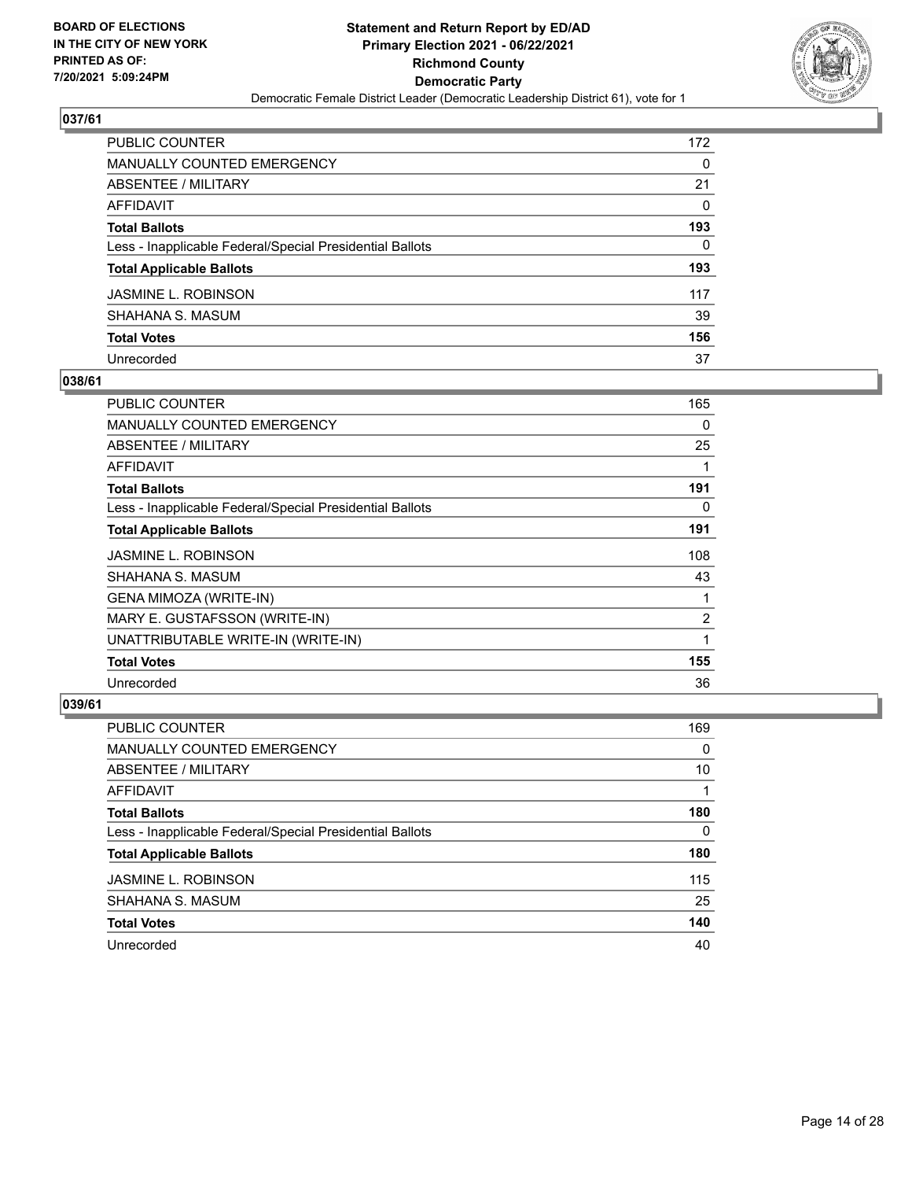**BOARD OF ELECTIONS IN THE CITY OF NEW YORK PRINTED AS OF: 7/20/2021 5:09:24PM**

**Statement and Return Report by ED/AD**
**Primary Election 2021 - 06/22/2021**
**Richmond County**
**Democratic Party**
Democratic Female District Leader (Democratic Leadership District 61), vote for 1

## 037/61

| | |
|---|---|
| PUBLIC COUNTER | 172 |
| MANUALLY COUNTED EMERGENCY | 0 |
| ABSENTEE / MILITARY | 21 |
| AFFIDAVIT | 0 |
| **Total Ballots** | **193** |
| Less - Inapplicable Federal/Special Presidential Ballots | 0 |
| **Total Applicable Ballots** | **193** |
| JASMINE L. ROBINSON | 117 |
| SHAHANA S. MASUM | 39 |
| **Total Votes** | **156** |
| Unrecorded | 37 |

## 038/61

| | |
|---|---|
| PUBLIC COUNTER | 165 |
| MANUALLY COUNTED EMERGENCY | 0 |
| ABSENTEE / MILITARY | 25 |
| AFFIDAVIT | 1 |
| **Total Ballots** | **191** |
| Less - Inapplicable Federal/Special Presidential Ballots | 0 |
| **Total Applicable Ballots** | **191** |
| JASMINE L. ROBINSON | 108 |
| SHAHANA S. MASUM | 43 |
| GENA MIMOZA (WRITE-IN) | 1 |
| MARY E. GUSTAFSSON (WRITE-IN) | 2 |
| UNATTRIBUTABLE WRITE-IN (WRITE-IN) | 1 |
| **Total Votes** | **155** |
| Unrecorded | 36 |

## 039/61

| | |
|---|---|
| PUBLIC COUNTER | 169 |
| MANUALLY COUNTED EMERGENCY | 0 |
| ABSENTEE / MILITARY | 10 |
| AFFIDAVIT | 1 |
| **Total Ballots** | **180** |
| Less - Inapplicable Federal/Special Presidential Ballots | 0 |
| **Total Applicable Ballots** | **180** |
| JASMINE L. ROBINSON | 115 |
| SHAHANA S. MASUM | 25 |
| **Total Votes** | **140** |
| Unrecorded | 40 |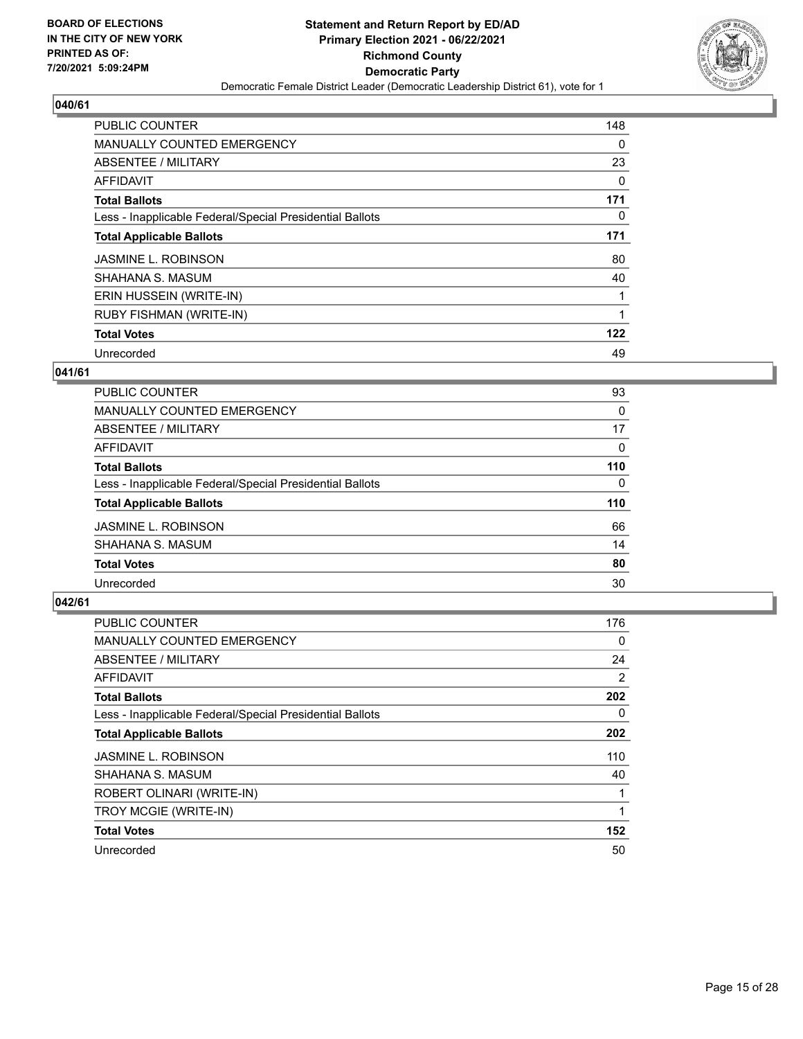**BOARD OF ELECTIONS IN THE CITY OF NEW YORK PRINTED AS OF: 7/20/2021 5:09:24PM**

**Statement and Return Report by ED/AD Primary Election 2021 - 06/22/2021 Richmond County Democratic Party**

Democratic Female District Leader (Democratic Leadership District 61), vote for 1

## 040/61

| | |
|---|---|
| PUBLIC COUNTER | 148 |
| MANUALLY COUNTED EMERGENCY | 0 |
| ABSENTEE / MILITARY | 23 |
| AFFIDAVIT | 0 |
| **Total Ballots** | **171** |
| Less - Inapplicable Federal/Special Presidential Ballots | 0 |
| **Total Applicable Ballots** | **171** |
| JASMINE L. ROBINSON | 80 |
| SHAHANA S. MASUM | 40 |
| ERIN HUSSEIN (WRITE-IN) | 1 |
| RUBY FISHMAN (WRITE-IN) | 1 |
| **Total Votes** | **122** |
| Unrecorded | 49 |

## 041/61

| | |
|---|---|
| PUBLIC COUNTER | 93 |
| MANUALLY COUNTED EMERGENCY | 0 |
| ABSENTEE / MILITARY | 17 |
| AFFIDAVIT | 0 |
| **Total Ballots** | **110** |
| Less - Inapplicable Federal/Special Presidential Ballots | 0 |
| **Total Applicable Ballots** | **110** |
| JASMINE L. ROBINSON | 66 |
| SHAHANA S. MASUM | 14 |
| **Total Votes** | **80** |
| Unrecorded | 30 |

## 042/61

| | |
|---|---|
| PUBLIC COUNTER | 176 |
| MANUALLY COUNTED EMERGENCY | 0 |
| ABSENTEE / MILITARY | 24 |
| AFFIDAVIT | 2 |
| **Total Ballots** | **202** |
| Less - Inapplicable Federal/Special Presidential Ballots | 0 |
| **Total Applicable Ballots** | **202** |
| JASMINE L. ROBINSON | 110 |
| SHAHANA S. MASUM | 40 |
| ROBERT OLINARI (WRITE-IN) | 1 |
| TROY MCGIE (WRITE-IN) | 1 |
| **Total Votes** | **152** |
| Unrecorded | 50 |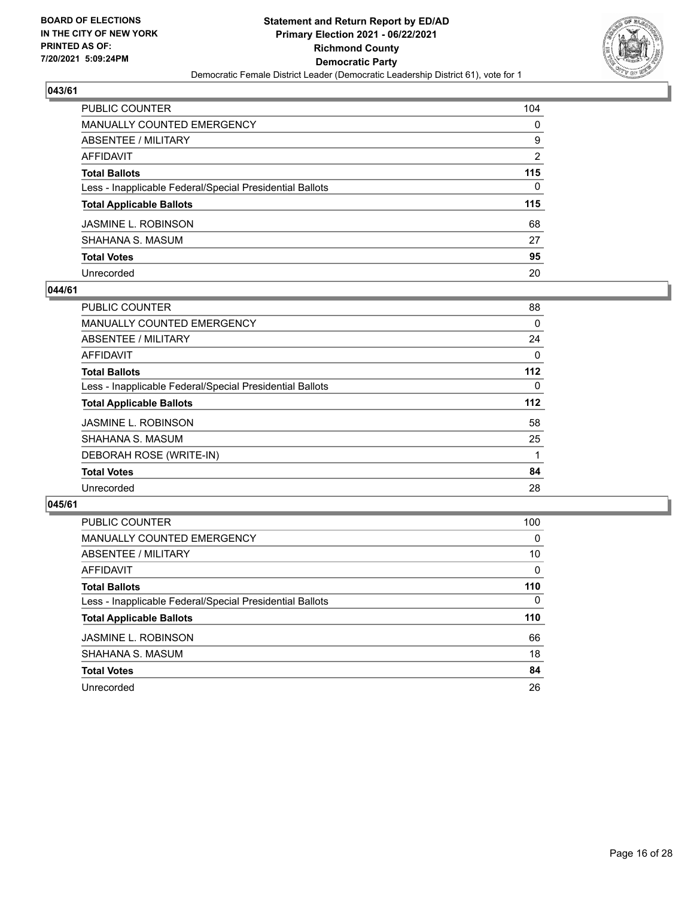**BOARD OF ELECTIONS IN THE CITY OF NEW YORK PRINTED AS OF: 7/20/2021 5:09:24PM**

**Statement and Return Report by ED/AD Primary Election 2021 - 06/22/2021 Richmond County Democratic Party**

Democratic Female District Leader (Democratic Leadership District 61), vote for 1

## 043/61

| | |
|---|---|
| PUBLIC COUNTER | 104 |
| MANUALLY COUNTED EMERGENCY | 0 |
| ABSENTEE / MILITARY | 9 |
| AFFIDAVIT | 2 |
| **Total Ballots** | **115** |
| Less - Inapplicable Federal/Special Presidential Ballots | 0 |
| **Total Applicable Ballots** | **115** |
| JASMINE L. ROBINSON | 68 |
| SHAHANA S. MASUM | 27 |
| **Total Votes** | **95** |
| Unrecorded | 20 |

## 044/61

| | |
|---|---|
| PUBLIC COUNTER | 88 |
| MANUALLY COUNTED EMERGENCY | 0 |
| ABSENTEE / MILITARY | 24 |
| AFFIDAVIT | 0 |
| **Total Ballots** | **112** |
| Less - Inapplicable Federal/Special Presidential Ballots | 0 |
| **Total Applicable Ballots** | **112** |
| JASMINE L. ROBINSON | 58 |
| SHAHANA S. MASUM | 25 |
| DEBORAH ROSE (WRITE-IN) | 1 |
| **Total Votes** | **84** |
| Unrecorded | 28 |

## 045/61

| | |
|---|---|
| PUBLIC COUNTER | 100 |
| MANUALLY COUNTED EMERGENCY | 0 |
| ABSENTEE / MILITARY | 10 |
| AFFIDAVIT | 0 |
| **Total Ballots** | **110** |
| Less - Inapplicable Federal/Special Presidential Ballots | 0 |
| **Total Applicable Ballots** | **110** |
| JASMINE L. ROBINSON | 66 |
| SHAHANA S. MASUM | 18 |
| **Total Votes** | **84** |
| Unrecorded | 26 |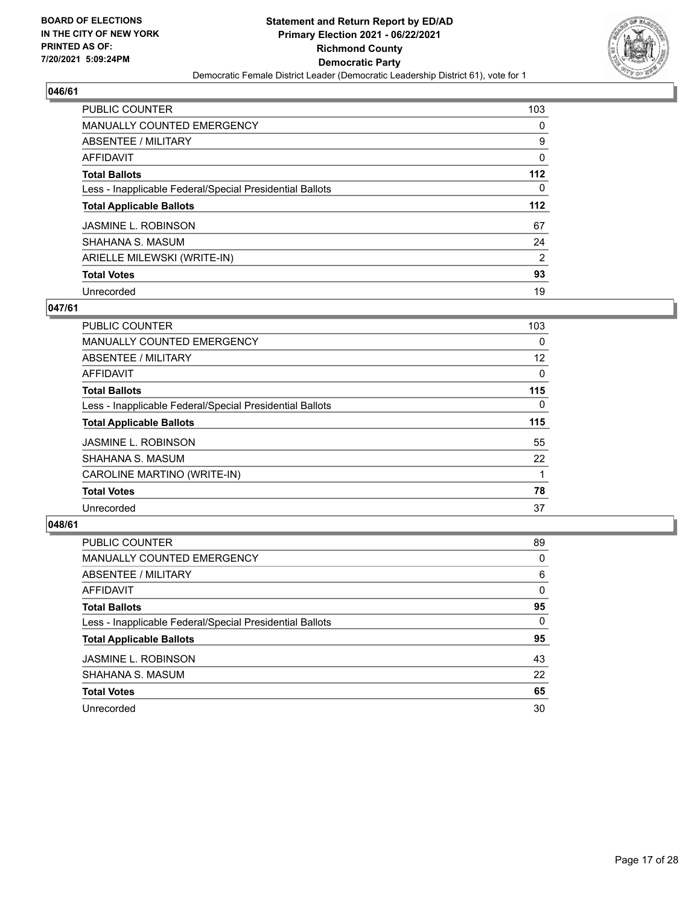BOARD OF ELECTIONS
IN THE CITY OF NEW YORK
PRINTED AS OF:
7/20/2021 5:09:24PM

**Statement and Return Report by ED/AD**
**Primary Election 2021 - 06/22/2021**
**Richmond County**
**Democratic Party**
Democratic Female District Leader (Democratic Leadership District 61), vote for 1

## 046/61

| | |
|---|---|
| PUBLIC COUNTER | 103 |
| MANUALLY COUNTED EMERGENCY | 0 |
| ABSENTEE / MILITARY | 9 |
| AFFIDAVIT | 0 |
| **Total Ballots** | **112** |
| Less - Inapplicable Federal/Special Presidential Ballots | 0 |
| **Total Applicable Ballots** | **112** |
| JASMINE L. ROBINSON | 67 |
| SHAHANA S. MASUM | 24 |
| ARIELLE MILEWSKI (WRITE-IN) | 2 |
| **Total Votes** | **93** |
| Unrecorded | 19 |

## 047/61

| | |
|---|---|
| PUBLIC COUNTER | 103 |
| MANUALLY COUNTED EMERGENCY | 0 |
| ABSENTEE / MILITARY | 12 |
| AFFIDAVIT | 0 |
| **Total Ballots** | **115** |
| Less - Inapplicable Federal/Special Presidential Ballots | 0 |
| **Total Applicable Ballots** | **115** |
| JASMINE L. ROBINSON | 55 |
| SHAHANA S. MASUM | 22 |
| CAROLINE MARTINO (WRITE-IN) | 1 |
| **Total Votes** | **78** |
| Unrecorded | 37 |

## 048/61

| | |
|---|---|
| PUBLIC COUNTER | 89 |
| MANUALLY COUNTED EMERGENCY | 0 |
| ABSENTEE / MILITARY | 6 |
| AFFIDAVIT | 0 |
| **Total Ballots** | **95** |
| Less - Inapplicable Federal/Special Presidential Ballots | 0 |
| **Total Applicable Ballots** | **95** |
| JASMINE L. ROBINSON | 43 |
| SHAHANA S. MASUM | 22 |
| **Total Votes** | **65** |
| Unrecorded | 30 |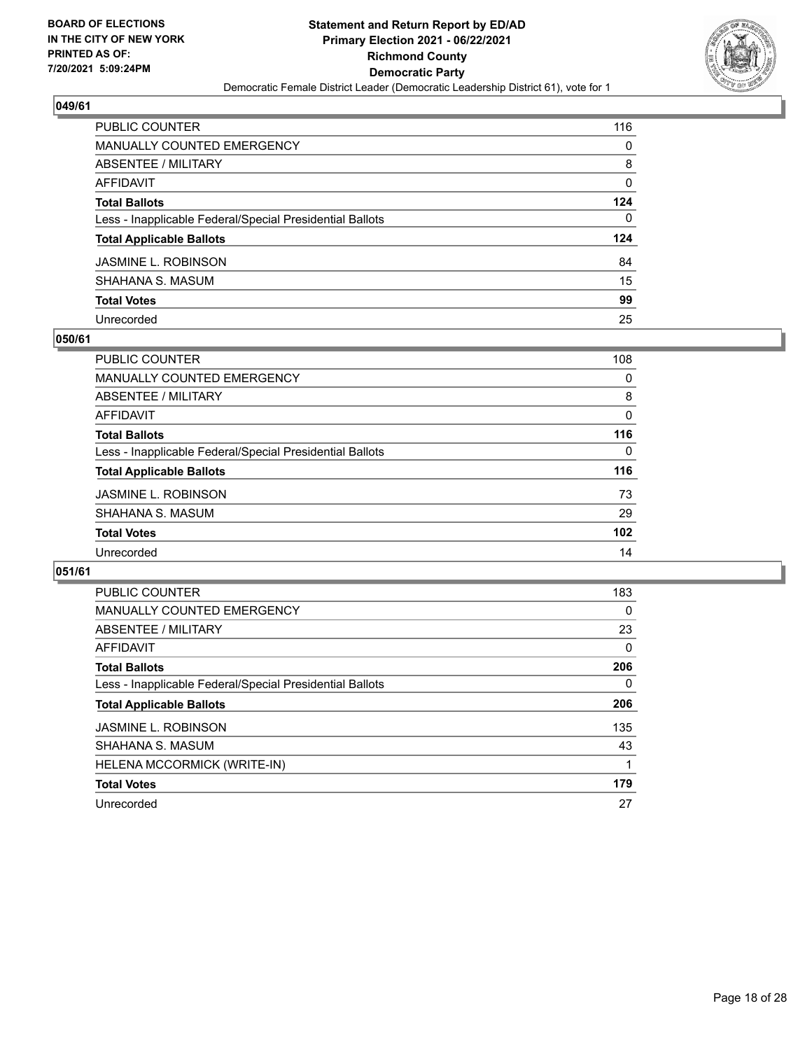BOARD OF ELECTIONS
IN THE CITY OF NEW YORK
PRINTED AS OF:
7/20/2021 5:09:24PM

**Statement and Return Report by ED/AD**
**Primary Election 2021 - 06/22/2021**
**Richmond County**
**Democratic Party**
Democratic Female District Leader (Democratic Leadership District 61), vote for 1

## 049/61

| | |
|---|---|
| PUBLIC COUNTER | 116 |
| MANUALLY COUNTED EMERGENCY | 0 |
| ABSENTEE / MILITARY | 8 |
| AFFIDAVIT | 0 |
| **Total Ballots** | **124** |
| Less - Inapplicable Federal/Special Presidential Ballots | 0 |
| **Total Applicable Ballots** | **124** |
| JASMINE L. ROBINSON | 84 |
| SHAHANA S. MASUM | 15 |
| **Total Votes** | **99** |
| Unrecorded | 25 |

## 050/61

| | |
|---|---|
| PUBLIC COUNTER | 108 |
| MANUALLY COUNTED EMERGENCY | 0 |
| ABSENTEE / MILITARY | 8 |
| AFFIDAVIT | 0 |
| **Total Ballots** | **116** |
| Less - Inapplicable Federal/Special Presidential Ballots | 0 |
| **Total Applicable Ballots** | **116** |
| JASMINE L. ROBINSON | 73 |
| SHAHANA S. MASUM | 29 |
| **Total Votes** | **102** |
| Unrecorded | 14 |

## 051/61

| | |
|---|---|
| PUBLIC COUNTER | 183 |
| MANUALLY COUNTED EMERGENCY | 0 |
| ABSENTEE / MILITARY | 23 |
| AFFIDAVIT | 0 |
| **Total Ballots** | **206** |
| Less - Inapplicable Federal/Special Presidential Ballots | 0 |
| **Total Applicable Ballots** | **206** |
| JASMINE L. ROBINSON | 135 |
| SHAHANA S. MASUM | 43 |
| HELENA MCCORMICK (WRITE-IN) | 1 |
| **Total Votes** | **179** |
| Unrecorded | 27 |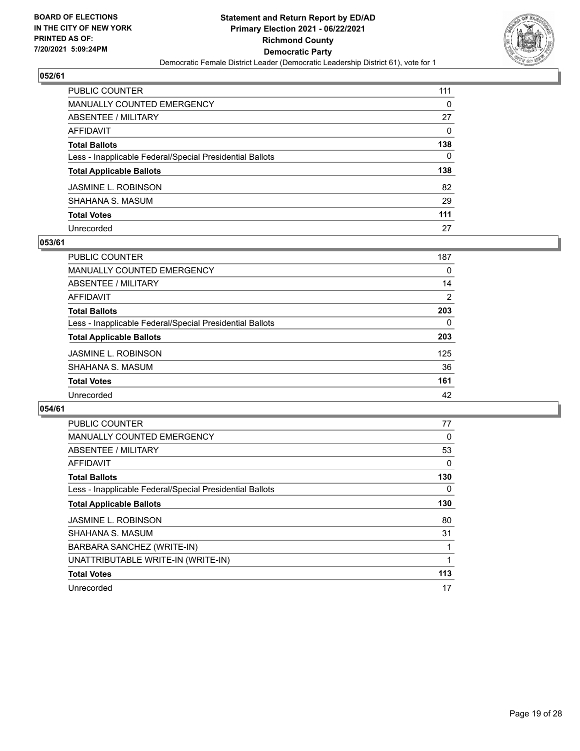**BOARD OF ELECTIONS IN THE CITY OF NEW YORK PRINTED AS OF: 7/20/2021 5:09:24PM**

**Statement and Return Report by ED/AD Primary Election 2021 - 06/22/2021 Richmond County Democratic Party**

Democratic Female District Leader (Democratic Leadership District 61), vote for 1

## 052/61

| | |
|---|---|
| PUBLIC COUNTER | 111 |
| MANUALLY COUNTED EMERGENCY | 0 |
| ABSENTEE / MILITARY | 27 |
| AFFIDAVIT | 0 |
| **Total Ballots** | **138** |
| Less - Inapplicable Federal/Special Presidential Ballots | 0 |
| **Total Applicable Ballots** | **138** |
| JASMINE L. ROBINSON | 82 |
| SHAHANA S. MASUM | 29 |
| **Total Votes** | **111** |
| Unrecorded | 27 |

## 053/61

| | |
|---|---|
| PUBLIC COUNTER | 187 |
| MANUALLY COUNTED EMERGENCY | 0 |
| ABSENTEE / MILITARY | 14 |
| AFFIDAVIT | 2 |
| **Total Ballots** | **203** |
| Less - Inapplicable Federal/Special Presidential Ballots | 0 |
| **Total Applicable Ballots** | **203** |
| JASMINE L. ROBINSON | 125 |
| SHAHANA S. MASUM | 36 |
| **Total Votes** | **161** |
| Unrecorded | 42 |

## 054/61

| | |
|---|---|
| PUBLIC COUNTER | 77 |
| MANUALLY COUNTED EMERGENCY | 0 |
| ABSENTEE / MILITARY | 53 |
| AFFIDAVIT | 0 |
| **Total Ballots** | **130** |
| Less - Inapplicable Federal/Special Presidential Ballots | 0 |
| **Total Applicable Ballots** | **130** |
| JASMINE L. ROBINSON | 80 |
| SHAHANA S. MASUM | 31 |
| BARBARA SANCHEZ (WRITE-IN) | 1 |
| UNATTRIBUTABLE WRITE-IN (WRITE-IN) | 1 |
| **Total Votes** | **113** |
| Unrecorded | 17 |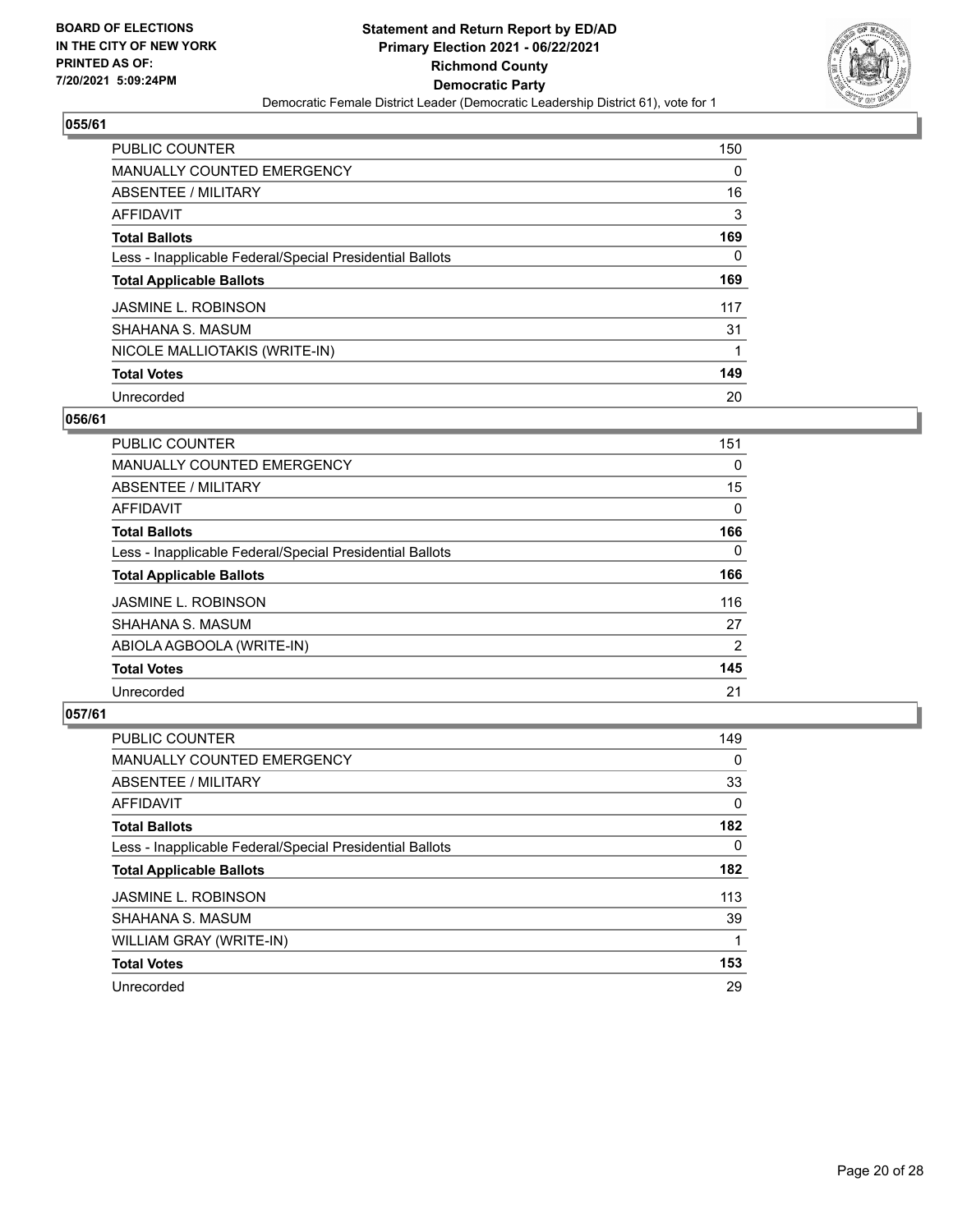**BOARD OF ELECTIONS IN THE CITY OF NEW YORK PRINTED AS OF: 7/20/2021 5:09:24PM**

**Statement and Return Report by ED/AD Primary Election 2021 - 06/22/2021 Richmond County Democratic Party**

Democratic Female District Leader (Democratic Leadership District 61), vote for 1

### 055/61

| | |
|---|---|
| PUBLIC COUNTER | 150 |
| MANUALLY COUNTED EMERGENCY | 0 |
| ABSENTEE / MILITARY | 16 |
| AFFIDAVIT | 3 |
| **Total Ballots** | **169** |
| Less - Inapplicable Federal/Special Presidential Ballots | 0 |
| **Total Applicable Ballots** | **169** |
| JASMINE L. ROBINSON | 117 |
| SHAHANA S. MASUM | 31 |
| NICOLE MALLIOTAKIS (WRITE-IN) | 1 |
| **Total Votes** | **149** |
| Unrecorded | 20 |

### 056/61

| | |
|---|---|
| PUBLIC COUNTER | 151 |
| MANUALLY COUNTED EMERGENCY | 0 |
| ABSENTEE / MILITARY | 15 |
| AFFIDAVIT | 0 |
| **Total Ballots** | **166** |
| Less - Inapplicable Federal/Special Presidential Ballots | 0 |
| **Total Applicable Ballots** | **166** |
| JASMINE L. ROBINSON | 116 |
| SHAHANA S. MASUM | 27 |
| ABIOLA AGBOOLA (WRITE-IN) | 2 |
| **Total Votes** | **145** |
| Unrecorded | 21 |

### 057/61

| | |
|---|---|
| PUBLIC COUNTER | 149 |
| MANUALLY COUNTED EMERGENCY | 0 |
| ABSENTEE / MILITARY | 33 |
| AFFIDAVIT | 0 |
| **Total Ballots** | **182** |
| Less - Inapplicable Federal/Special Presidential Ballots | 0 |
| **Total Applicable Ballots** | **182** |
| JASMINE L. ROBINSON | 113 |
| SHAHANA S. MASUM | 39 |
| WILLIAM GRAY (WRITE-IN) | 1 |
| **Total Votes** | **153** |
| Unrecorded | 29 |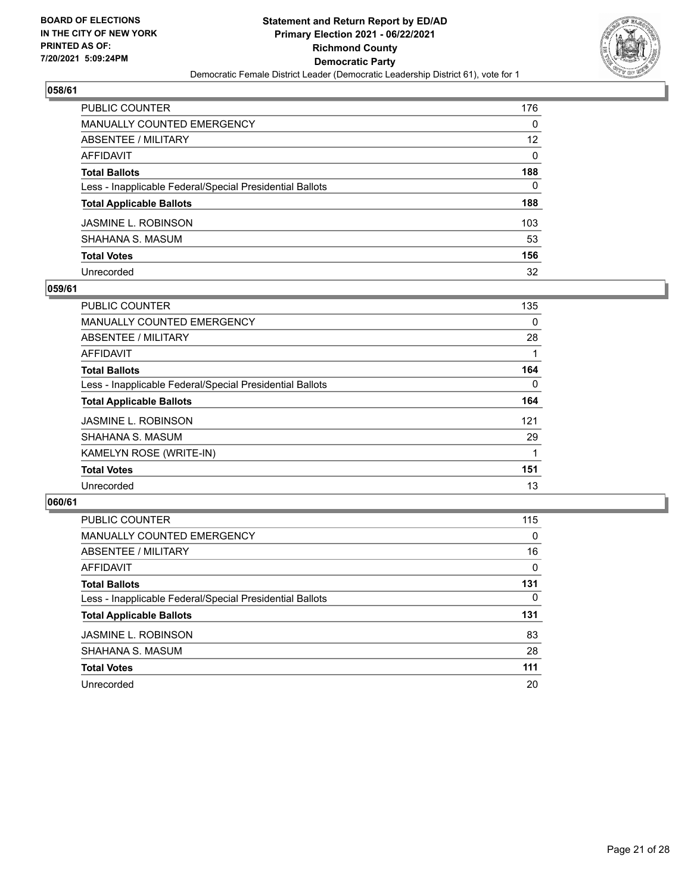BOARD OF ELECTIONS
IN THE CITY OF NEW YORK
PRINTED AS OF:
7/20/2021 5:09:24PM

**Statement and Return Report by ED/AD**
**Primary Election 2021 - 06/22/2021**
**Richmond County**
**Democratic Party**
Democratic Female District Leader (Democratic Leadership District 61), vote for 1

## 058/61

| | |
|---|---|
| PUBLIC COUNTER | 176 |
| MANUALLY COUNTED EMERGENCY | 0 |
| ABSENTEE / MILITARY | 12 |
| AFFIDAVIT | 0 |
| **Total Ballots** | **188** |
| Less - Inapplicable Federal/Special Presidential Ballots | 0 |
| **Total Applicable Ballots** | **188** |
| JASMINE L. ROBINSON | 103 |
| SHAHANA S. MASUM | 53 |
| **Total Votes** | **156** |
| Unrecorded | 32 |

## 059/61

| | |
|---|---|
| PUBLIC COUNTER | 135 |
| MANUALLY COUNTED EMERGENCY | 0 |
| ABSENTEE / MILITARY | 28 |
| AFFIDAVIT | 1 |
| **Total Ballots** | **164** |
| Less - Inapplicable Federal/Special Presidential Ballots | 0 |
| **Total Applicable Ballots** | **164** |
| JASMINE L. ROBINSON | 121 |
| SHAHANA S. MASUM | 29 |
| KAMELYN ROSE (WRITE-IN) | 1 |
| **Total Votes** | **151** |
| Unrecorded | 13 |

## 060/61

| | |
|---|---|
| PUBLIC COUNTER | 115 |
| MANUALLY COUNTED EMERGENCY | 0 |
| ABSENTEE / MILITARY | 16 |
| AFFIDAVIT | 0 |
| **Total Ballots** | **131** |
| Less - Inapplicable Federal/Special Presidential Ballots | 0 |
| **Total Applicable Ballots** | **131** |
| JASMINE L. ROBINSON | 83 |
| SHAHANA S. MASUM | 28 |
| **Total Votes** | **111** |
| Unrecorded | 20 |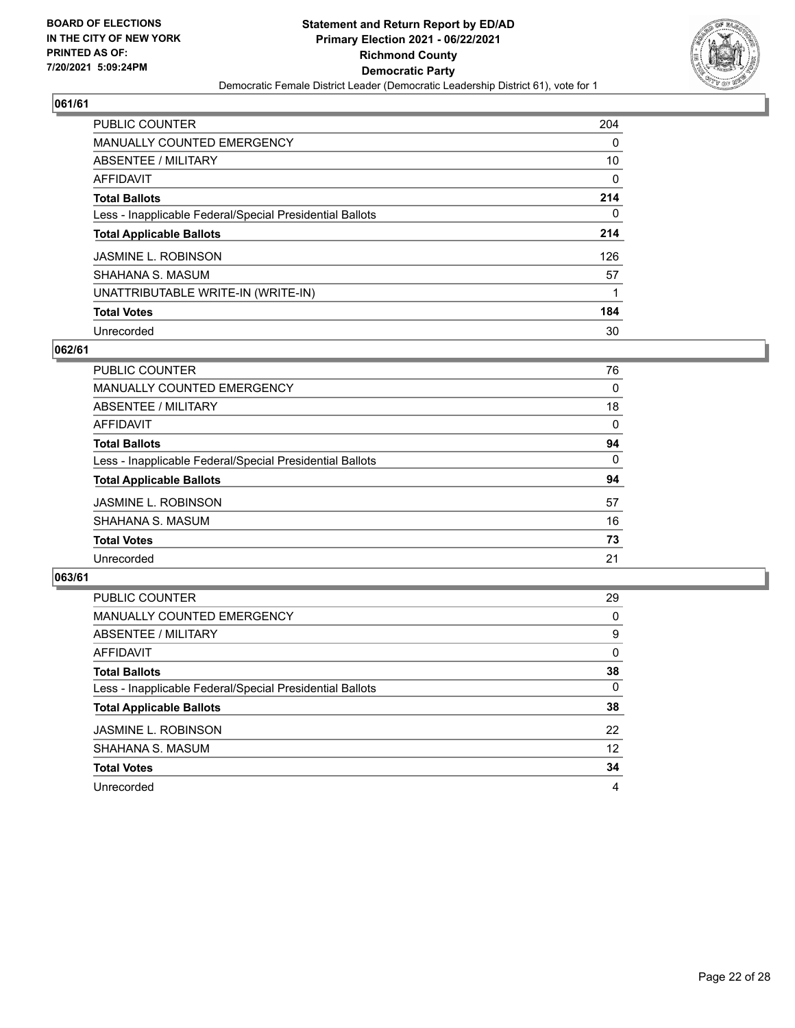**Statement and Return Report by ED/AD**
**Primary Election 2021 - 06/22/2021**
**Richmond County**
**Democratic Party**
Democratic Female District Leader (Democratic Leadership District 61), vote for 1

BOARD OF ELECTIONS IN THE CITY OF NEW YORK
PRINTED AS OF: 7/20/2021 5:09:24PM

## 061/61

| | |
|---|---|
| PUBLIC COUNTER | 204 |
| MANUALLY COUNTED EMERGENCY | 0 |
| ABSENTEE / MILITARY | 10 |
| AFFIDAVIT | 0 |
| **Total Ballots** | **214** |
| Less - Inapplicable Federal/Special Presidential Ballots | 0 |
| **Total Applicable Ballots** | **214** |
| JASMINE L. ROBINSON | 126 |
| SHAHANA S. MASUM | 57 |
| UNATTRIBUTABLE WRITE-IN (WRITE-IN) | 1 |
| **Total Votes** | **184** |
| Unrecorded | 30 |

## 062/61

| | |
|---|---|
| PUBLIC COUNTER | 76 |
| MANUALLY COUNTED EMERGENCY | 0 |
| ABSENTEE / MILITARY | 18 |
| AFFIDAVIT | 0 |
| **Total Ballots** | **94** |
| Less - Inapplicable Federal/Special Presidential Ballots | 0 |
| **Total Applicable Ballots** | **94** |
| JASMINE L. ROBINSON | 57 |
| SHAHANA S. MASUM | 16 |
| **Total Votes** | **73** |
| Unrecorded | 21 |

## 063/61

| | |
|---|---|
| PUBLIC COUNTER | 29 |
| MANUALLY COUNTED EMERGENCY | 0 |
| ABSENTEE / MILITARY | 9 |
| AFFIDAVIT | 0 |
| **Total Ballots** | **38** |
| Less - Inapplicable Federal/Special Presidential Ballots | 0 |
| **Total Applicable Ballots** | **38** |
| JASMINE L. ROBINSON | 22 |
| SHAHANA S. MASUM | 12 |
| **Total Votes** | **34** |
| Unrecorded | 4 |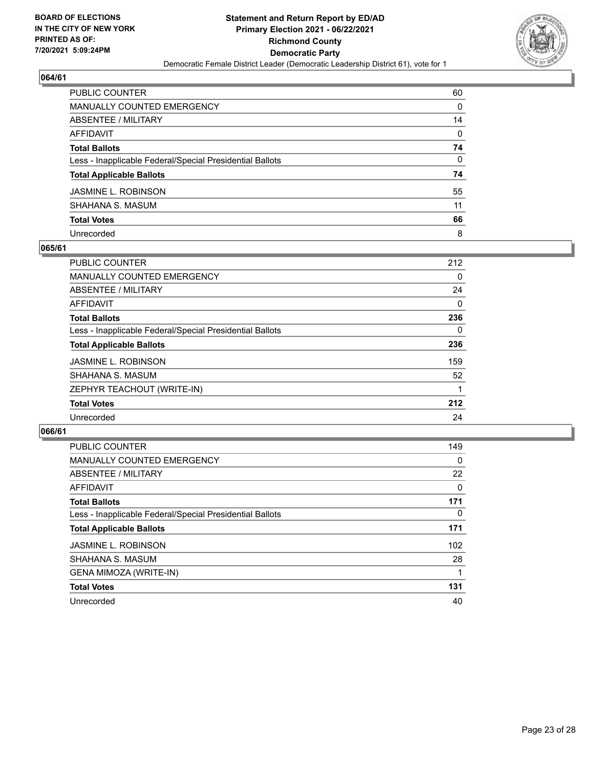BOARD OF ELECTIONS
IN THE CITY OF NEW YORK
PRINTED AS OF:
7/20/2021 5:09:24PM

**Statement and Return Report by ED/AD**
**Primary Election 2021 - 06/22/2021**
**Richmond County**
**Democratic Party**
Democratic Female District Leader (Democratic Leadership District 61), vote for 1

### 064/61

| | |
|---|---|
| PUBLIC COUNTER | 60 |
| MANUALLY COUNTED EMERGENCY | 0 |
| ABSENTEE / MILITARY | 14 |
| AFFIDAVIT | 0 |
| **Total Ballots** | **74** |
| Less - Inapplicable Federal/Special Presidential Ballots | 0 |
| **Total Applicable Ballots** | **74** |
| JASMINE L. ROBINSON | 55 |
| SHAHANA S. MASUM | 11 |
| **Total Votes** | **66** |
| Unrecorded | 8 |

### 065/61

| | |
|---|---|
| PUBLIC COUNTER | 212 |
| MANUALLY COUNTED EMERGENCY | 0 |
| ABSENTEE / MILITARY | 24 |
| AFFIDAVIT | 0 |
| **Total Ballots** | **236** |
| Less - Inapplicable Federal/Special Presidential Ballots | 0 |
| **Total Applicable Ballots** | **236** |
| JASMINE L. ROBINSON | 159 |
| SHAHANA S. MASUM | 52 |
| ZEPHYR TEACHOUT (WRITE-IN) | 1 |
| **Total Votes** | **212** |
| Unrecorded | 24 |

### 066/61

| | |
|---|---|
| PUBLIC COUNTER | 149 |
| MANUALLY COUNTED EMERGENCY | 0 |
| ABSENTEE / MILITARY | 22 |
| AFFIDAVIT | 0 |
| **Total Ballots** | **171** |
| Less - Inapplicable Federal/Special Presidential Ballots | 0 |
| **Total Applicable Ballots** | **171** |
| JASMINE L. ROBINSON | 102 |
| SHAHANA S. MASUM | 28 |
| GENA MIMOZA (WRITE-IN) | 1 |
| **Total Votes** | **131** |
| Unrecorded | 40 |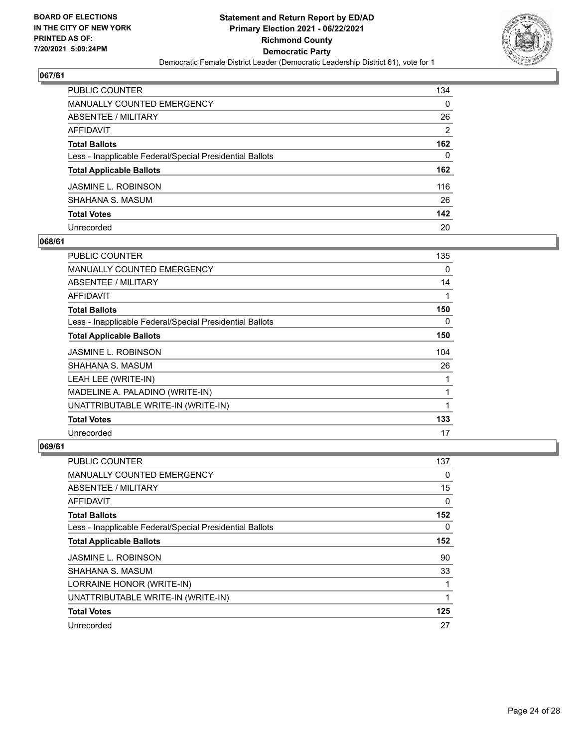**BOARD OF ELECTIONS IN THE CITY OF NEW YORK PRINTED AS OF: 7/20/2021 5:09:24PM**

**Statement and Return Report by ED/AD**
**Primary Election 2021 - 06/22/2021**
**Richmond County**
**Democratic Party**
Democratic Female District Leader (Democratic Leadership District 61), vote for 1

## 067/61

| | |
|---|---|
| PUBLIC COUNTER | 134 |
| MANUALLY COUNTED EMERGENCY | 0 |
| ABSENTEE / MILITARY | 26 |
| AFFIDAVIT | 2 |
| **Total Ballots** | **162** |
| Less - Inapplicable Federal/Special Presidential Ballots | 0 |
| **Total Applicable Ballots** | **162** |
| JASMINE L. ROBINSON | 116 |
| SHAHANA S. MASUM | 26 |
| **Total Votes** | **142** |
| Unrecorded | 20 |

## 068/61

| | |
|---|---|
| PUBLIC COUNTER | 135 |
| MANUALLY COUNTED EMERGENCY | 0 |
| ABSENTEE / MILITARY | 14 |
| AFFIDAVIT | 1 |
| **Total Ballots** | **150** |
| Less - Inapplicable Federal/Special Presidential Ballots | 0 |
| **Total Applicable Ballots** | **150** |
| JASMINE L. ROBINSON | 104 |
| SHAHANA S. MASUM | 26 |
| LEAH LEE (WRITE-IN) | 1 |
| MADELINE A. PALADINO (WRITE-IN) | 1 |
| UNATTRIBUTABLE WRITE-IN (WRITE-IN) | 1 |
| **Total Votes** | **133** |
| Unrecorded | 17 |

## 069/61

| | |
|---|---|
| PUBLIC COUNTER | 137 |
| MANUALLY COUNTED EMERGENCY | 0 |
| ABSENTEE / MILITARY | 15 |
| AFFIDAVIT | 0 |
| **Total Ballots** | **152** |
| Less - Inapplicable Federal/Special Presidential Ballots | 0 |
| **Total Applicable Ballots** | **152** |
| JASMINE L. ROBINSON | 90 |
| SHAHANA S. MASUM | 33 |
| LORRAINE HONOR (WRITE-IN) | 1 |
| UNATTRIBUTABLE WRITE-IN (WRITE-IN) | 1 |
| **Total Votes** | **125** |
| Unrecorded | 27 |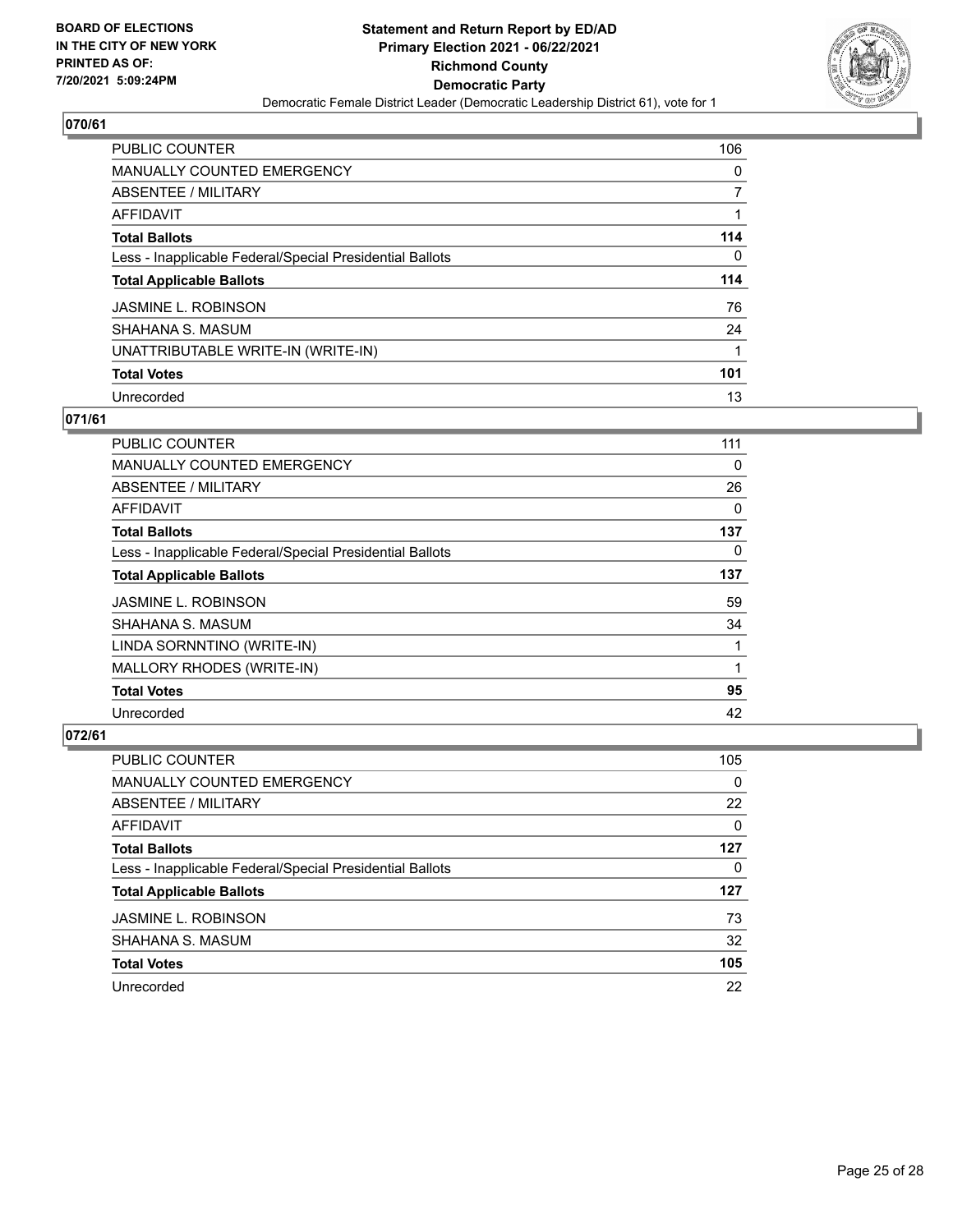**BOARD OF ELECTIONS IN THE CITY OF NEW YORK PRINTED AS OF: 7/20/2021 5:09:24PM**

**Statement and Return Report by ED/AD Primary Election 2021 - 06/22/2021 Richmond County Democratic Party**

Democratic Female District Leader (Democratic Leadership District 61), vote for 1

## 070/61

| | |
|---|---|
| PUBLIC COUNTER | 106 |
| MANUALLY COUNTED EMERGENCY | 0 |
| ABSENTEE / MILITARY | 7 |
| AFFIDAVIT | 1 |
| **Total Ballots** | **114** |
| Less - Inapplicable Federal/Special Presidential Ballots | 0 |
| **Total Applicable Ballots** | **114** |
| JASMINE L. ROBINSON | 76 |
| SHAHANA S. MASUM | 24 |
| UNATTRIBUTABLE WRITE-IN (WRITE-IN) | 1 |
| **Total Votes** | **101** |
| Unrecorded | 13 |

## 071/61

| | |
|---|---|
| PUBLIC COUNTER | 111 |
| MANUALLY COUNTED EMERGENCY | 0 |
| ABSENTEE / MILITARY | 26 |
| AFFIDAVIT | 0 |
| **Total Ballots** | **137** |
| Less - Inapplicable Federal/Special Presidential Ballots | 0 |
| **Total Applicable Ballots** | **137** |
| JASMINE L. ROBINSON | 59 |
| SHAHANA S. MASUM | 34 |
| LINDA SORNNTINO (WRITE-IN) | 1 |
| MALLORY RHODES (WRITE-IN) | 1 |
| **Total Votes** | **95** |
| Unrecorded | 42 |

## 072/61

| | |
|---|---|
| PUBLIC COUNTER | 105 |
| MANUALLY COUNTED EMERGENCY | 0 |
| ABSENTEE / MILITARY | 22 |
| AFFIDAVIT | 0 |
| **Total Ballots** | **127** |
| Less - Inapplicable Federal/Special Presidential Ballots | 0 |
| **Total Applicable Ballots** | **127** |
| JASMINE L. ROBINSON | 73 |
| SHAHANA S. MASUM | 32 |
| **Total Votes** | **105** |
| Unrecorded | 22 |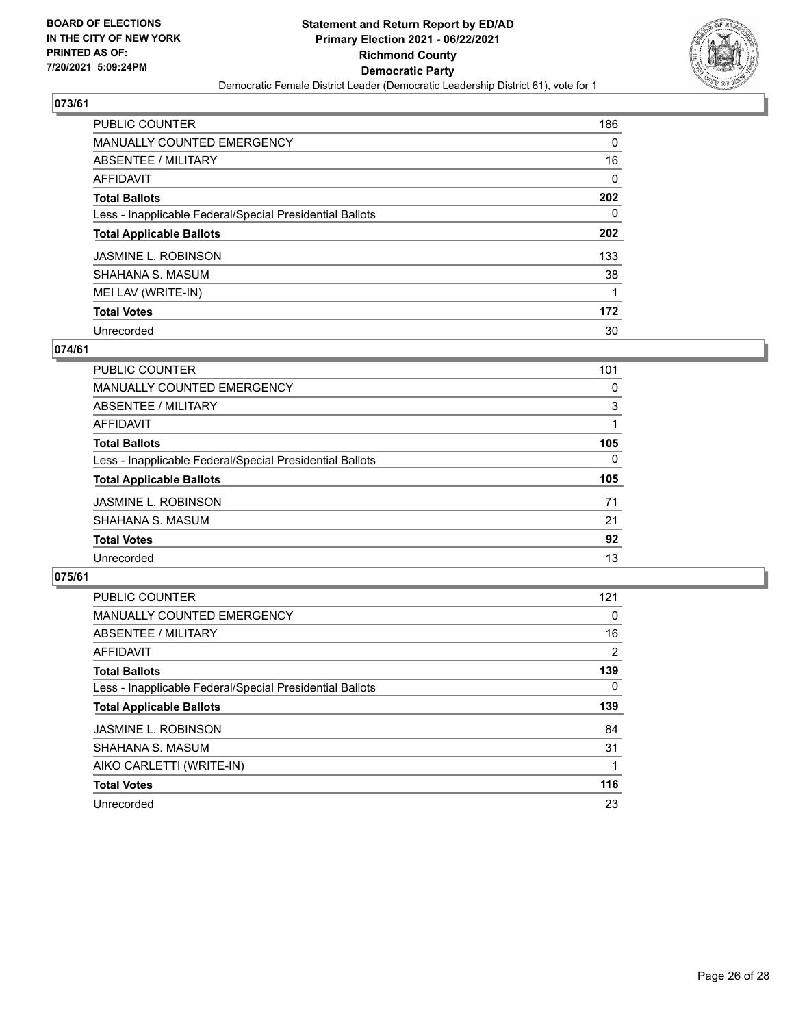BOARD OF ELECTIONS
IN THE CITY OF NEW YORK
PRINTED AS OF:
7/20/2021 5:09:24PM

**Statement and Return Report by ED/AD**
**Primary Election 2021 - 06/22/2021**
**Richmond County**
**Democratic Party**
Democratic Female District Leader (Democratic Leadership District 61), vote for 1

## 073/61

| | |
|---|---|
| PUBLIC COUNTER | 186 |
| MANUALLY COUNTED EMERGENCY | 0 |
| ABSENTEE / MILITARY | 16 |
| AFFIDAVIT | 0 |
| **Total Ballots** | **202** |
| Less - Inapplicable Federal/Special Presidential Ballots | 0 |
| **Total Applicable Ballots** | **202** |
| JASMINE L. ROBINSON | 133 |
| SHAHANA S. MASUM | 38 |
| MEI LAV (WRITE-IN) | 1 |
| **Total Votes** | **172** |
| Unrecorded | 30 |

## 074/61

| | |
|---|---|
| PUBLIC COUNTER | 101 |
| MANUALLY COUNTED EMERGENCY | 0 |
| ABSENTEE / MILITARY | 3 |
| AFFIDAVIT | 1 |
| **Total Ballots** | **105** |
| Less - Inapplicable Federal/Special Presidential Ballots | 0 |
| **Total Applicable Ballots** | **105** |
| JASMINE L. ROBINSON | 71 |
| SHAHANA S. MASUM | 21 |
| **Total Votes** | **92** |
| Unrecorded | 13 |

## 075/61

| | |
|---|---|
| PUBLIC COUNTER | 121 |
| MANUALLY COUNTED EMERGENCY | 0 |
| ABSENTEE / MILITARY | 16 |
| AFFIDAVIT | 2 |
| **Total Ballots** | **139** |
| Less - Inapplicable Federal/Special Presidential Ballots | 0 |
| **Total Applicable Ballots** | **139** |
| JASMINE L. ROBINSON | 84 |
| SHAHANA S. MASUM | 31 |
| AIKO CARLETTI (WRITE-IN) | 1 |
| **Total Votes** | **116** |
| Unrecorded | 23 |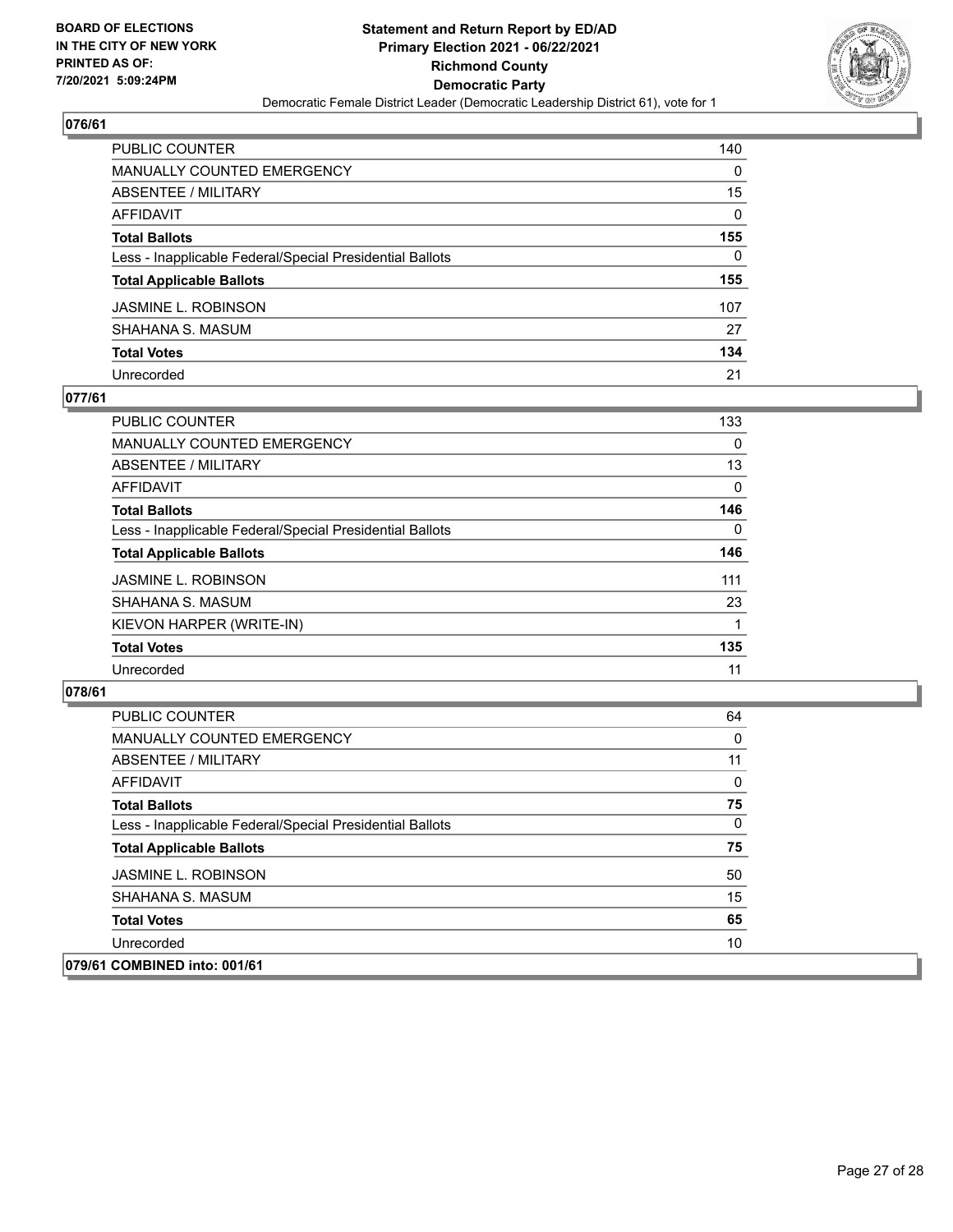## 076/61

| | |
|---|---|
| PUBLIC COUNTER | 140 |
| MANUALLY COUNTED EMERGENCY | 0 |
| ABSENTEE / MILITARY | 15 |
| AFFIDAVIT | 0 |
| **Total Ballots** | **155** |
| Less - Inapplicable Federal/Special Presidential Ballots | 0 |
| **Total Applicable Ballots** | **155** |
| JASMINE L. ROBINSON | 107 |
| SHAHANA S. MASUM | 27 |
| **Total Votes** | **134** |
| Unrecorded | 21 |

## 077/61

| | |
|---|---|
| PUBLIC COUNTER | 133 |
| MANUALLY COUNTED EMERGENCY | 0 |
| ABSENTEE / MILITARY | 13 |
| AFFIDAVIT | 0 |
| **Total Ballots** | **146** |
| Less - Inapplicable Federal/Special Presidential Ballots | 0 |
| **Total Applicable Ballots** | **146** |
| JASMINE L. ROBINSON | 111 |
| SHAHANA S. MASUM | 23 |
| KIEVON HARPER (WRITE-IN) | 1 |
| **Total Votes** | **135** |
| Unrecorded | 11 |

## 078/61

| | |
|---|---|
| PUBLIC COUNTER | 64 |
| MANUALLY COUNTED EMERGENCY | 0 |
| ABSENTEE / MILITARY | 11 |
| AFFIDAVIT | 0 |
| **Total Ballots** | **75** |
| Less - Inapplicable Federal/Special Presidential Ballots | 0 |
| **Total Applicable Ballots** | **75** |
| JASMINE L. ROBINSON | 50 |
| SHAHANA S. MASUM | 15 |
| **Total Votes** | **65** |
| Unrecorded | 10 |

## 079/61 COMBINED into: 001/61